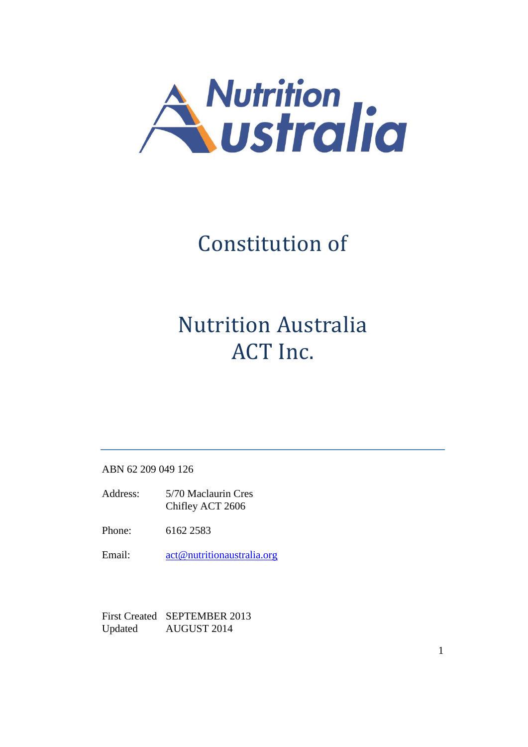# Constitution of

# Nutrition Australia ACT Inc.

---

ABN 62 209 049 126

Address: 5/70 Maclaurin Cres
Chifley ACT 2606

Phone: 6162 2583

Email: act@nutritionaustralia.org

First Created SEPTEMBER 2013
Updated AUGUST 2014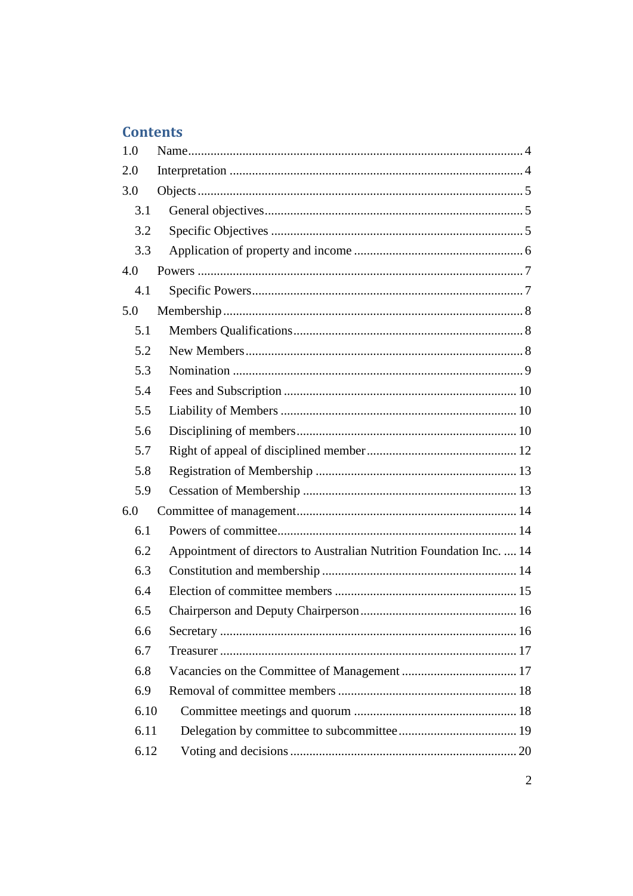## Contents

1.0 Name ... 4

2.0 Interpretation ... 4

3.0 Objects ... 5

- 3.1 General objectives ... 5
- 3.2 Specific Objectives ... 5
- 3.3 Application of property and income ... 6

4.0 Powers ... 7

- 4.1 Specific Powers ... 7

5.0 Membership ... 8

- 5.1 Members Qualifications ... 8
- 5.2 New Members ... 8
- 5.3 Nomination ... 9
- 5.4 Fees and Subscription ... 10
- 5.5 Liability of Members ... 10
- 5.6 Disciplining of members ... 10
- 5.7 Right of appeal of disciplined member ... 12
- 5.8 Registration of Membership ... 13
- 5.9 Cessation of Membership ... 13

6.0 Committee of management ... 14

- 6.1 Powers of committee ... 14
- 6.2 Appointment of directors to Australian Nutrition Foundation Inc. ... 14
- 6.3 Constitution and membership ... 14
- 6.4 Election of committee members ... 15
- 6.5 Chairperson and Deputy Chairperson ... 16
- 6.6 Secretary ... 16
- 6.7 Treasurer ... 17
- 6.8 Vacancies on the Committee of Management ... 17
- 6.9 Removal of committee members ... 18
- 6.10 Committee meetings and quorum ... 18
- 6.11 Delegation by committee to subcommittee ... 19
- 6.12 Voting and decisions ... 20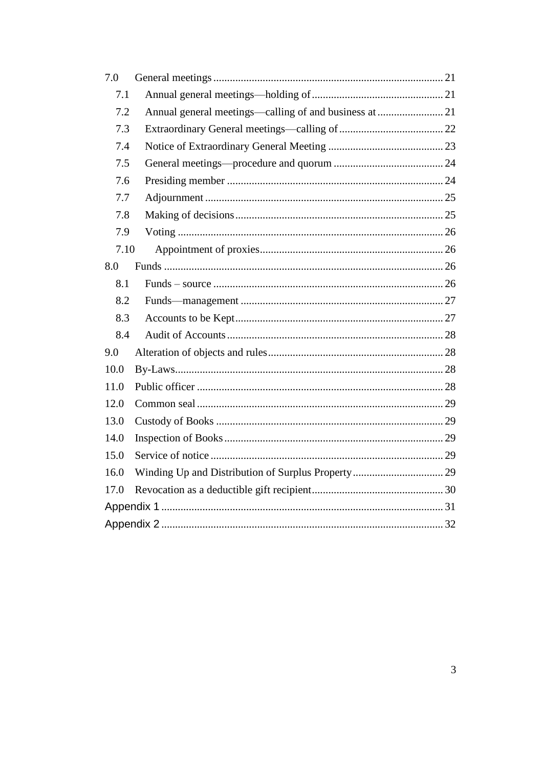7.0 General meetings ........................................................................................ 21

- 7.1 Annual general meetings—holding of ................................................ 21
- 7.2 Annual general meetings—calling of and business at ........................ 21
- 7.3 Extraordinary General meetings—calling of ...................................... 22
- 7.4 Notice of Extraordinary General Meeting .......................................... 23
- 7.5 General meetings—procedure and quorum ........................................ 24
- 7.6 Presiding member .............................................................................. 24
- 7.7 Adjournment ...................................................................................... 25
- 7.8 Making of decisions ............................................................................ 25
- 7.9 Voting ................................................................................................ 26
- 7.10 Appointment of proxies .................................................................... 26

8.0 Funds ..................................................................................................... 26

- 8.1 Funds – source .................................................................................... 26
- 8.2 Funds—management .......................................................................... 27
- 8.3 Accounts to be Kept ............................................................................ 27
- 8.4 Audit of Accounts ............................................................................... 28

9.0 Alteration of objects and rules ................................................................ 28

10.0 By-Laws ................................................................................................. 28

11.0 Public officer ......................................................................................... 28

12.0 Common seal ......................................................................................... 29

13.0 Custody of Books .................................................................................. 29

14.0 Inspection of Books ............................................................................... 29

15.0 Service of notice .................................................................................... 29

16.0 Winding Up and Distribution of Surplus Property ................................. 29

17.0 Revocation as a deductible gift recipient ................................................ 30

Appendix 1 ................................................................................................... 31

Appendix 2 ................................................................................................... 32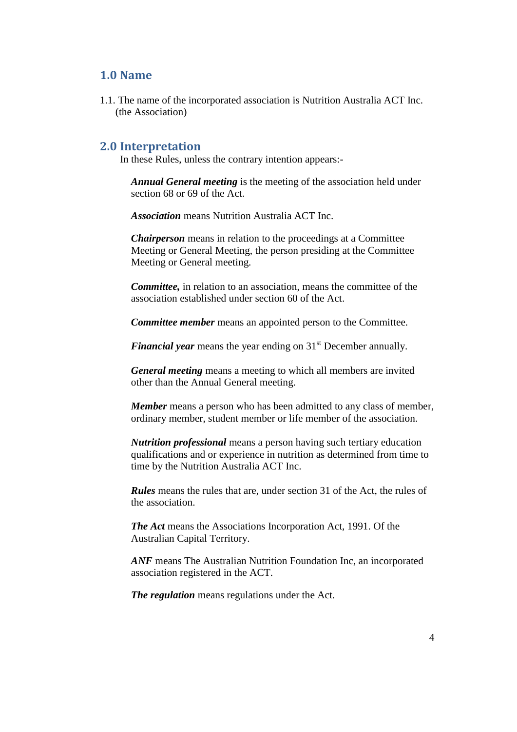## 1.0 Name

1.1. The name of the incorporated association is Nutrition Australia ACT Inc. (the Association)

## 2.0 Interpretation

In these Rules, unless the contrary intention appears:-

***Annual General meeting*** is the meeting of the association held under section 68 or 69 of the Act.

***Association*** means Nutrition Australia ACT Inc.

***Chairperson*** means in relation to the proceedings at a Committee Meeting or General Meeting, the person presiding at the Committee Meeting or General meeting.

***Committee,*** in relation to an association, means the committee of the association established under section 60 of the Act.

***Committee member*** means an appointed person to the Committee.

***Financial year*** means the year ending on 31st December annually.

***General meeting*** means a meeting to which all members are invited other than the Annual General meeting.

***Member*** means a person who has been admitted to any class of member, ordinary member, student member or life member of the association.

***Nutrition professional*** means a person having such tertiary education qualifications and or experience in nutrition as determined from time to time by the Nutrition Australia ACT Inc.

***Rules*** means the rules that are, under section 31 of the Act, the rules of the association.

***The Act*** means the Associations Incorporation Act, 1991. Of the Australian Capital Territory.

***ANF*** means The Australian Nutrition Foundation Inc, an incorporated association registered in the ACT.

***The regulation*** means regulations under the Act.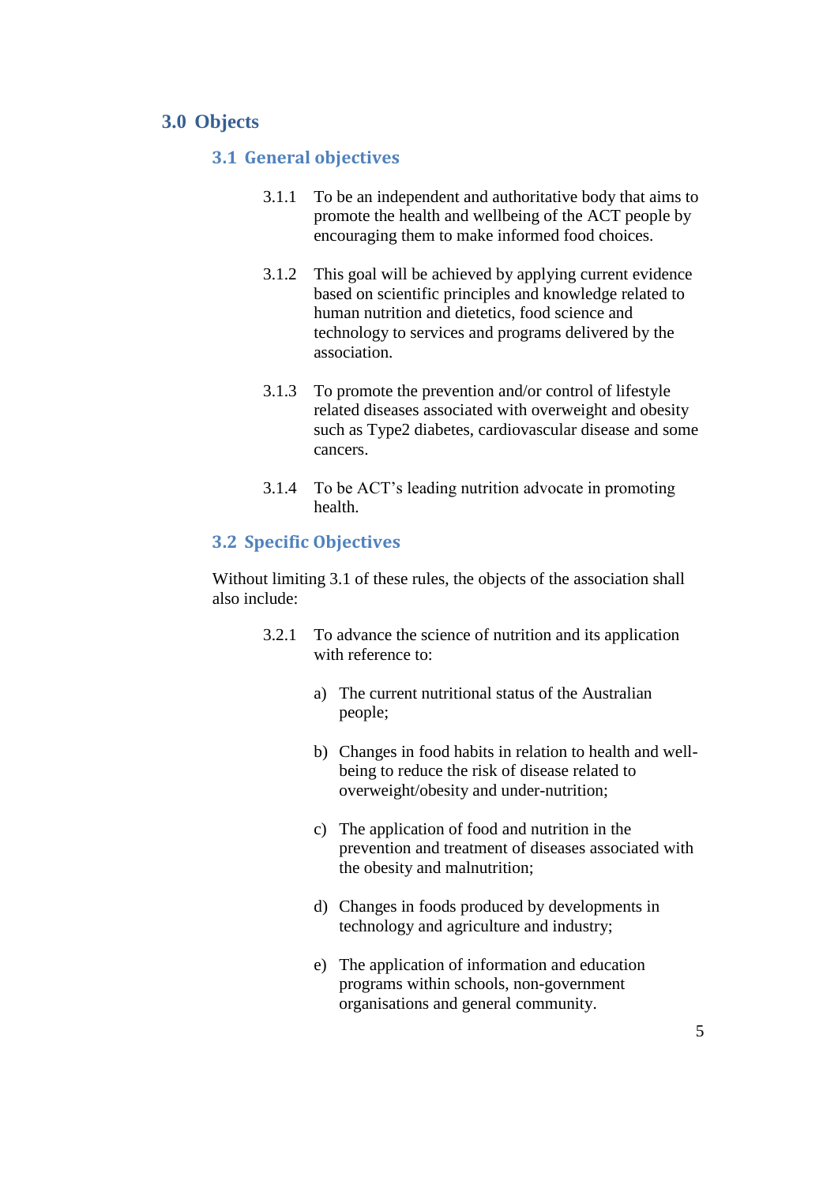## 3.0 Objects

### 3.1 General objectives

3.1.1 To be an independent and authoritative body that aims to promote the health and wellbeing of the ACT people by encouraging them to make informed food choices.

3.1.2 This goal will be achieved by applying current evidence based on scientific principles and knowledge related to human nutrition and dietetics, food science and technology to services and programs delivered by the association.

3.1.3 To promote the prevention and/or control of lifestyle related diseases associated with overweight and obesity such as Type2 diabetes, cardiovascular disease and some cancers.

3.1.4 To be ACT's leading nutrition advocate in promoting health.

### 3.2 Specific Objectives

Without limiting 3.1 of these rules, the objects of the association shall also include:

3.2.1 To advance the science of nutrition and its application with reference to:

a) The current nutritional status of the Australian people;

b) Changes in food habits in relation to health and well-being to reduce the risk of disease related to overweight/obesity and under-nutrition;

c) The application of food and nutrition in the prevention and treatment of diseases associated with the obesity and malnutrition;

d) Changes in foods produced by developments in technology and agriculture and industry;

e) The application of information and education programs within schools, non-government organisations and general community.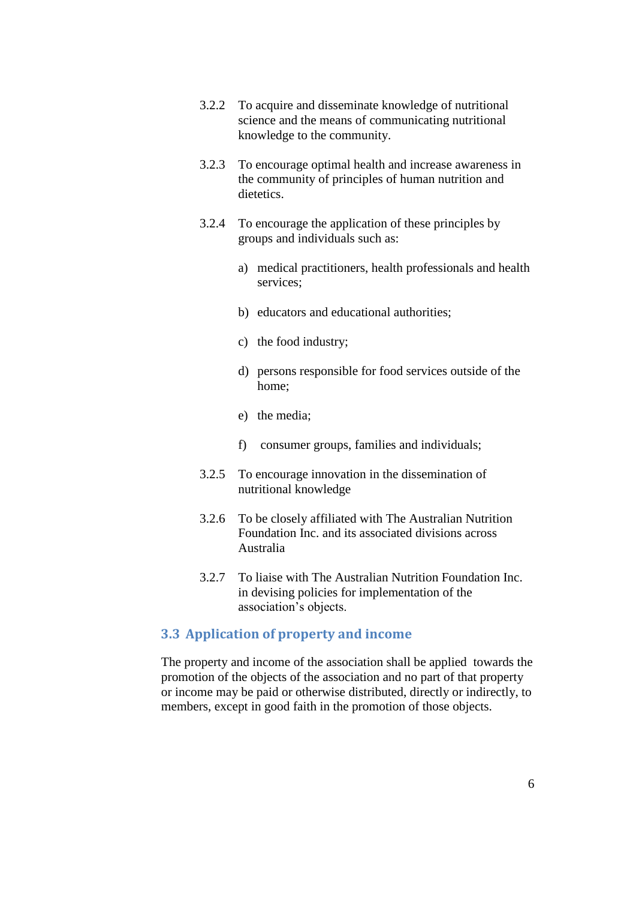3.2.2 To acquire and disseminate knowledge of nutritional science and the means of communicating nutritional knowledge to the community.

3.2.3 To encourage optimal health and increase awareness in the community of principles of human nutrition and dietetics.

3.2.4 To encourage the application of these principles by groups and individuals such as:

a) medical practitioners, health professionals and health services;

b) educators and educational authorities;

c) the food industry;

d) persons responsible for food services outside of the home;

e) the media;

f) consumer groups, families and individuals;

3.2.5 To encourage innovation in the dissemination of nutritional knowledge

3.2.6 To be closely affiliated with The Australian Nutrition Foundation Inc. and its associated divisions across Australia

3.2.7 To liaise with The Australian Nutrition Foundation Inc. in devising policies for implementation of the association's objects.

## 3.3 Application of property and income

The property and income of the association shall be applied towards the promotion of the objects of the association and no part of that property or income may be paid or otherwise distributed, directly or indirectly, to members, except in good faith in the promotion of those objects.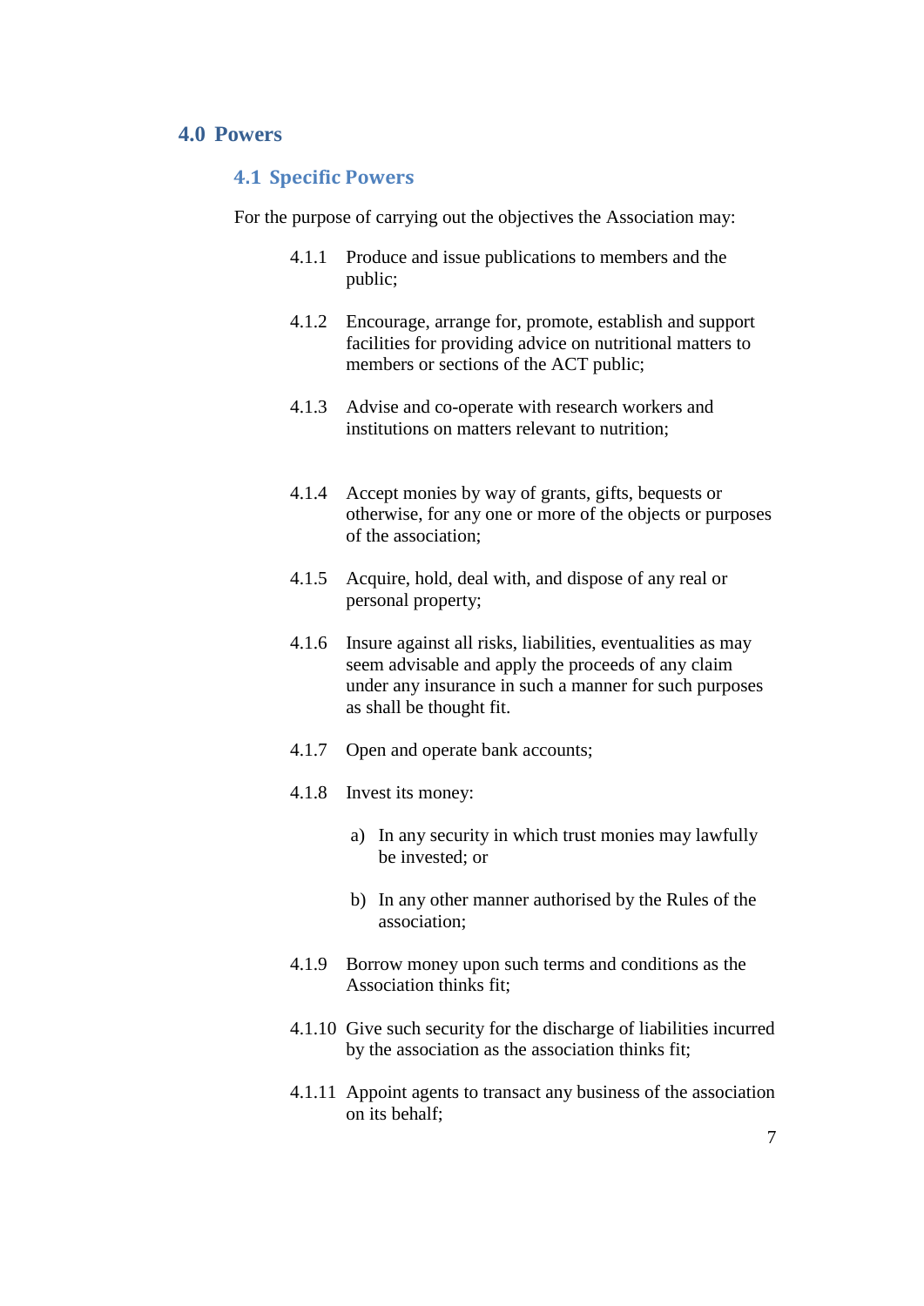## 4.0 Powers

### 4.1 Specific Powers

For the purpose of carrying out the objectives the Association may:

4.1.1 Produce and issue publications to members and the public;

4.1.2 Encourage, arrange for, promote, establish and support facilities for providing advice on nutritional matters to members or sections of the ACT public;

4.1.3 Advise and co-operate with research workers and institutions on matters relevant to nutrition;

4.1.4 Accept monies by way of grants, gifts, bequests or otherwise, for any one or more of the objects or purposes of the association;

4.1.5 Acquire, hold, deal with, and dispose of any real or personal property;

4.1.6 Insure against all risks, liabilities, eventualities as may seem advisable and apply the proceeds of any claim under any insurance in such a manner for such purposes as shall be thought fit.

4.1.7 Open and operate bank accounts;

4.1.8 Invest its money:

a) In any security in which trust monies may lawfully be invested; or

b) In any other manner authorised by the Rules of the association;

4.1.9 Borrow money upon such terms and conditions as the Association thinks fit;

4.1.10 Give such security for the discharge of liabilities incurred by the association as the association thinks fit;

4.1.11 Appoint agents to transact any business of the association on its behalf;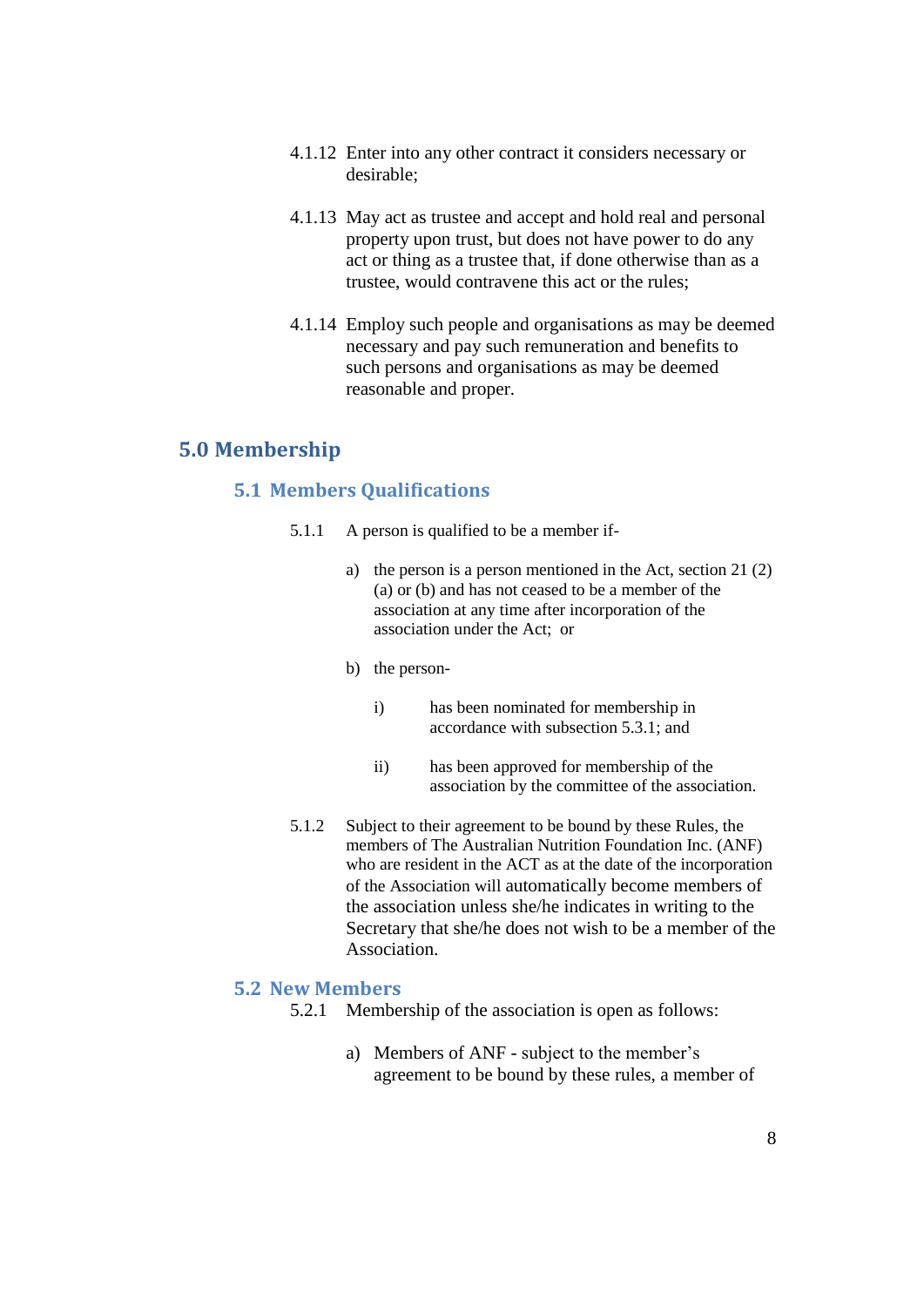4.1.12 Enter into any other contract it considers necessary or desirable;

4.1.13 May act as trustee and accept and hold real and personal property upon trust, but does not have power to do any act or thing as a trustee that, if done otherwise than as a trustee, would contravene this act or the rules;

4.1.14 Employ such people and organisations as may be deemed necessary and pay such remuneration and benefits to such persons and organisations as may be deemed reasonable and proper.

## 5.0 Membership

### 5.1 Members Qualifications

5.1.1 A person is qualified to be a member if-

a) the person is a person mentioned in the Act, section 21 (2) (a) or (b) and has not ceased to be a member of the association at any time after incorporation of the association under the Act; or

b) the person-

i) has been nominated for membership in accordance with subsection 5.3.1; and

ii) has been approved for membership of the association by the committee of the association.

5.1.2 Subject to their agreement to be bound by these Rules, the members of The Australian Nutrition Foundation Inc. (ANF) who are resident in the ACT as at the date of the incorporation of the Association will automatically become members of the association unless she/he indicates in writing to the Secretary that she/he does not wish to be a member of the Association.

### 5.2 New Members

5.2.1 Membership of the association is open as follows:

a) Members of ANF - subject to the member's agreement to be bound by these rules, a member of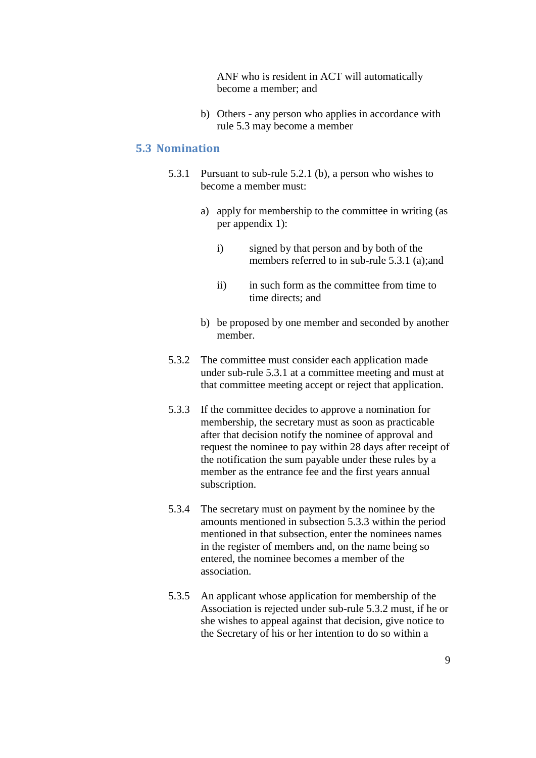ANF who is resident in ACT will automatically become a member; and

b) Others - any person who applies in accordance with rule 5.3 may become a member

## 5.3 Nomination

5.3.1 Pursuant to sub-rule 5.2.1 (b), a person who wishes to become a member must:

a) apply for membership to the committee in writing (as per appendix 1):

i) signed by that person and by both of the members referred to in sub-rule 5.3.1 (a);and

ii) in such form as the committee from time to time directs; and

b) be proposed by one member and seconded by another member.

5.3.2 The committee must consider each application made under sub-rule 5.3.1 at a committee meeting and must at that committee meeting accept or reject that application.

5.3.3 If the committee decides to approve a nomination for membership, the secretary must as soon as practicable after that decision notify the nominee of approval and request the nominee to pay within 28 days after receipt of the notification the sum payable under these rules by a member as the entrance fee and the first years annual subscription.

5.3.4 The secretary must on payment by the nominee by the amounts mentioned in subsection 5.3.3 within the period mentioned in that subsection, enter the nominees names in the register of members and, on the name being so entered, the nominee becomes a member of the association.

5.3.5 An applicant whose application for membership of the Association is rejected under sub-rule 5.3.2 must, if he or she wishes to appeal against that decision, give notice to the Secretary of his or her intention to do so within a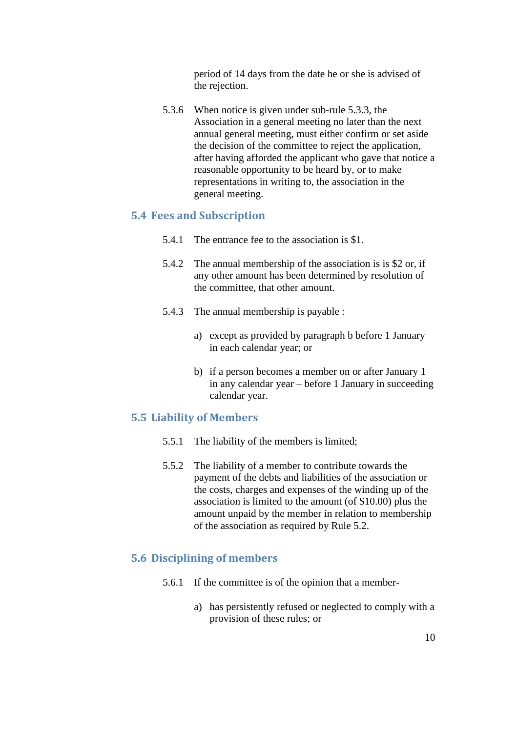period of 14 days from the date he or she is advised of the rejection.

5.3.6 When notice is given under sub-rule 5.3.3, the Association in a general meeting no later than the next annual general meeting, must either confirm or set aside the decision of the committee to reject the application, after having afforded the applicant who gave that notice a reasonable opportunity to be heard by, or to make representations in writing to, the association in the general meeting.

## 5.4 Fees and Subscription

5.4.1 The entrance fee to the association is $1.

5.4.2 The annual membership of the association is is $2 or, if any other amount has been determined by resolution of the committee, that other amount.

5.4.3 The annual membership is payable :

a) except as provided by paragraph b before 1 January in each calendar year; or

b) if a person becomes a member on or after January 1 in any calendar year – before 1 January in succeeding calendar year.

## 5.5 Liability of Members

5.5.1 The liability of the members is limited;

5.5.2 The liability of a member to contribute towards the payment of the debts and liabilities of the association or the costs, charges and expenses of the winding up of the association is limited to the amount (of $10.00) plus the amount unpaid by the member in relation to membership of the association as required by Rule 5.2.

## 5.6 Disciplining of members

5.6.1 If the committee is of the opinion that a member-

a) has persistently refused or neglected to comply with a provision of these rules; or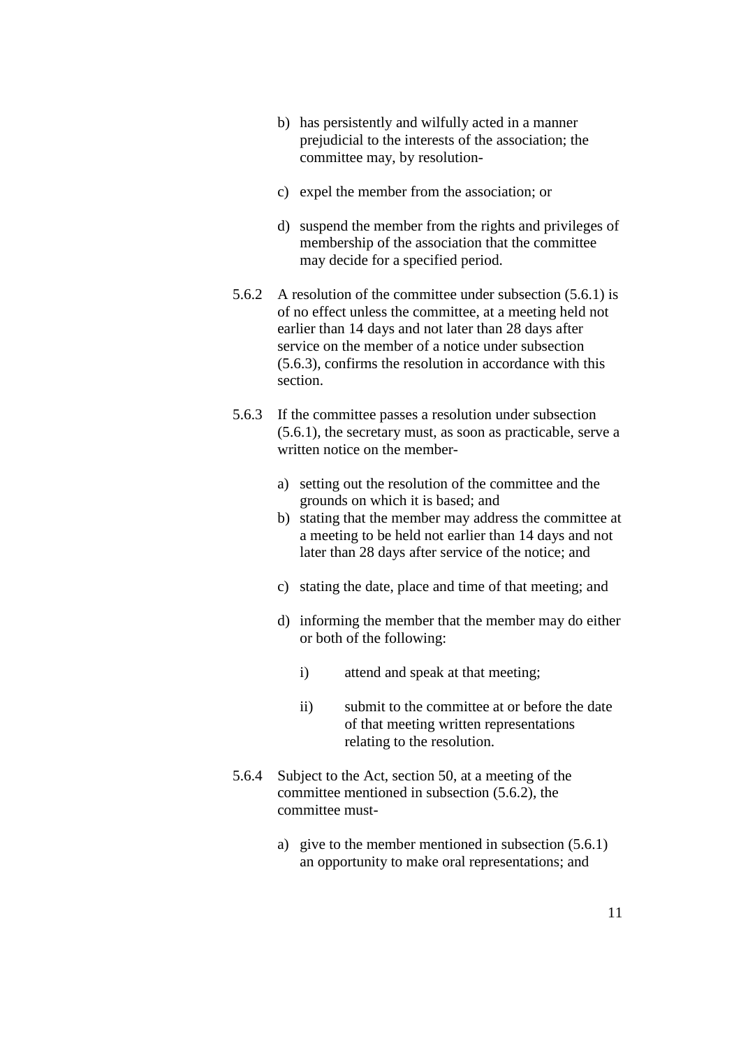b) has persistently and wilfully acted in a manner prejudicial to the interests of the association; the committee may, by resolution-

c) expel the member from the association; or

d) suspend the member from the rights and privileges of membership of the association that the committee may decide for a specified period.

5.6.2 A resolution of the committee under subsection (5.6.1) is of no effect unless the committee, at a meeting held not earlier than 14 days and not later than 28 days after service on the member of a notice under subsection (5.6.3), confirms the resolution in accordance with this section.

5.6.3 If the committee passes a resolution under subsection (5.6.1), the secretary must, as soon as practicable, serve a written notice on the member-

a) setting out the resolution of the committee and the grounds on which it is based; and

b) stating that the member may address the committee at a meeting to be held not earlier than 14 days and not later than 28 days after service of the notice; and

c) stating the date, place and time of that meeting; and

d) informing the member that the member may do either or both of the following:

  i) attend and speak at that meeting;

  ii) submit to the committee at or before the date of that meeting written representations relating to the resolution.

5.6.4 Subject to the Act, section 50, at a meeting of the committee mentioned in subsection (5.6.2), the committee must-

a) give to the member mentioned in subsection (5.6.1) an opportunity to make oral representations; and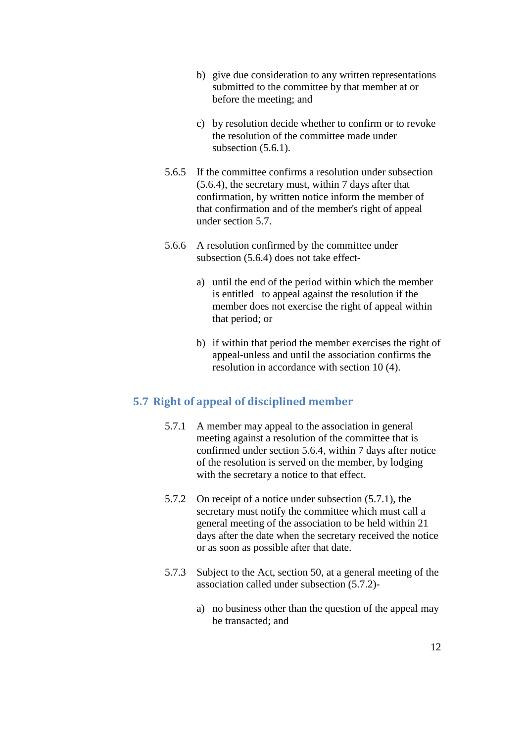b) give due consideration to any written representations submitted to the committee by that member at or before the meeting; and

c) by resolution decide whether to confirm or to revoke the resolution of the committee made under subsection (5.6.1).

5.6.5 If the committee confirms a resolution under subsection (5.6.4), the secretary must, within 7 days after that confirmation, by written notice inform the member of that confirmation and of the member's right of appeal under section 5.7.

5.6.6 A resolution confirmed by the committee under subsection (5.6.4) does not take effect-

a) until the end of the period within which the member is entitled to appeal against the resolution if the member does not exercise the right of appeal within that period; or

b) if within that period the member exercises the right of appeal-unless and until the association confirms the resolution in accordance with section 10 (4).

## 5.7 Right of appeal of disciplined member

5.7.1 A member may appeal to the association in general meeting against a resolution of the committee that is confirmed under section 5.6.4, within 7 days after notice of the resolution is served on the member, by lodging with the secretary a notice to that effect.

5.7.2 On receipt of a notice under subsection (5.7.1), the secretary must notify the committee which must call a general meeting of the association to be held within 21 days after the date when the secretary received the notice or as soon as possible after that date.

5.7.3 Subject to the Act, section 50, at a general meeting of the association called under subsection (5.7.2)-

a) no business other than the question of the appeal may be transacted; and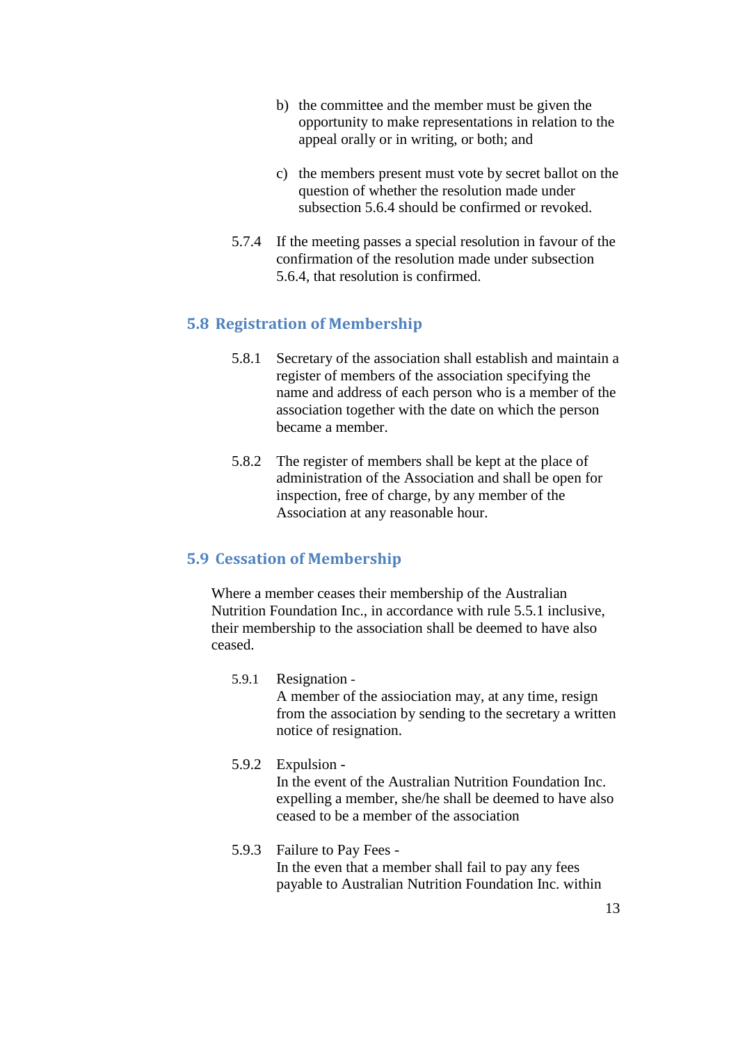b) the committee and the member must be given the opportunity to make representations in relation to the appeal orally or in writing, or both; and

c) the members present must vote by secret ballot on the question of whether the resolution made under subsection 5.6.4 should be confirmed or revoked.

5.7.4 If the meeting passes a special resolution in favour of the confirmation of the resolution made under subsection 5.6.4, that resolution is confirmed.

## 5.8 Registration of Membership

5.8.1 Secretary of the association shall establish and maintain a register of members of the association specifying the name and address of each person who is a member of the association together with the date on which the person became a member.

5.8.2 The register of members shall be kept at the place of administration of the Association and shall be open for inspection, free of charge, by any member of the Association at any reasonable hour.

## 5.9 Cessation of Membership

Where a member ceases their membership of the Australian Nutrition Foundation Inc., in accordance with rule 5.5.1 inclusive, their membership to the association shall be deemed to have also ceased.

5.9.1 Resignation -
A member of the assiociation may, at any time, resign from the association by sending to the secretary a written notice of resignation.

5.9.2 Expulsion -
In the event of the Australian Nutrition Foundation Inc. expelling a member, she/he shall be deemed to have also ceased to be a member of the association

5.9.3 Failure to Pay Fees -
In the even that a member shall fail to pay any fees payable to Australian Nutrition Foundation Inc. within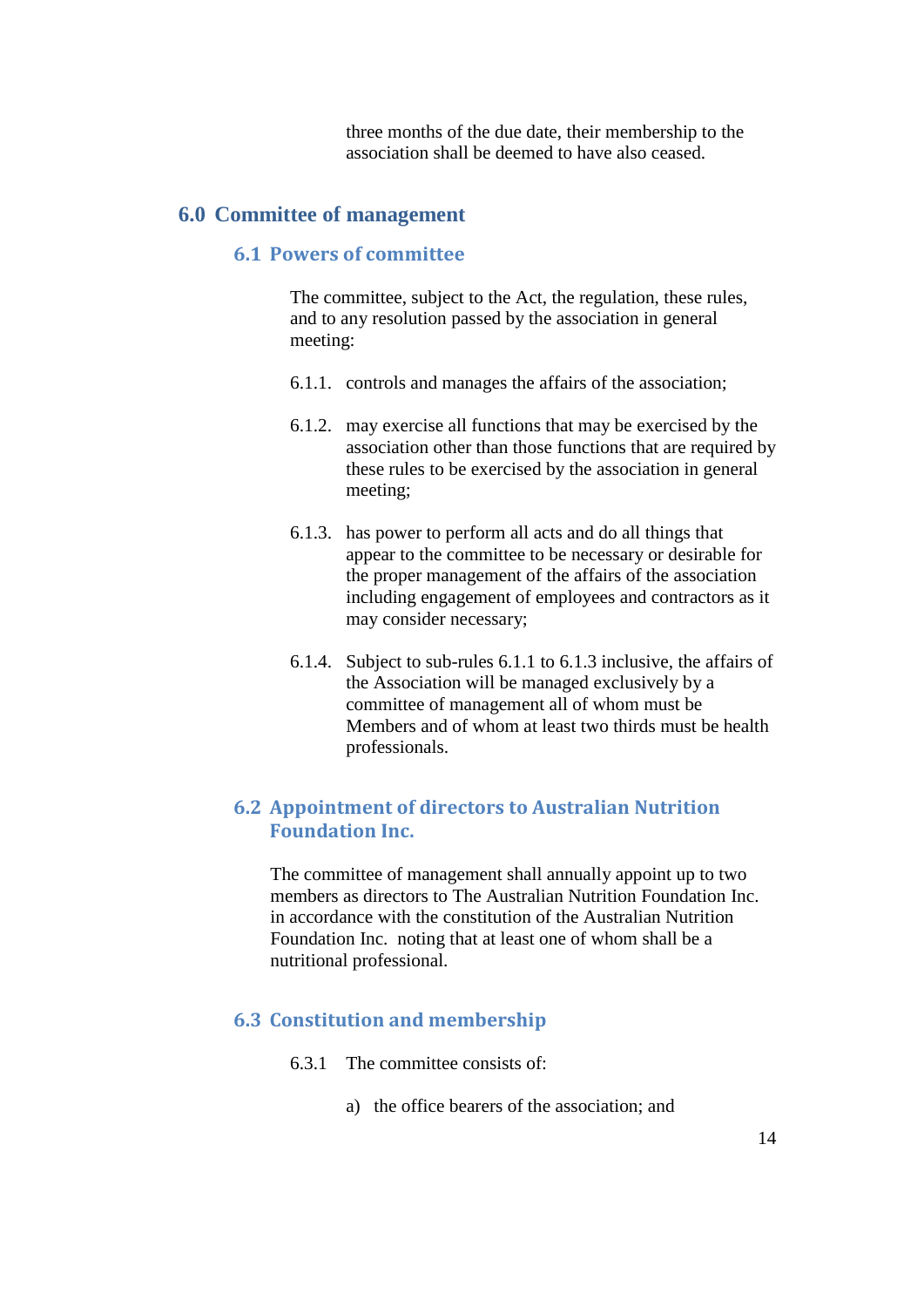three months of the due date, their membership to the association shall be deemed to have also ceased.

## 6.0 Committee of management

### 6.1 Powers of committee

The committee, subject to the Act, the regulation, these rules, and to any resolution passed by the association in general meeting:

6.1.1. controls and manages the affairs of the association;

6.1.2. may exercise all functions that may be exercised by the association other than those functions that are required by these rules to be exercised by the association in general meeting;

6.1.3. has power to perform all acts and do all things that appear to the committee to be necessary or desirable for the proper management of the affairs of the association including engagement of employees and contractors as it may consider necessary;

6.1.4. Subject to sub-rules 6.1.1 to 6.1.3 inclusive, the affairs of the Association will be managed exclusively by a committee of management all of whom must be Members and of whom at least two thirds must be health professionals.

### 6.2 Appointment of directors to Australian Nutrition Foundation Inc.

The committee of management shall annually appoint up to two members as directors to The Australian Nutrition Foundation Inc. in accordance with the constitution of the Australian Nutrition Foundation Inc. noting that at least one of whom shall be a nutritional professional.

### 6.3 Constitution and membership

6.3.1 The committee consists of:

a) the office bearers of the association; and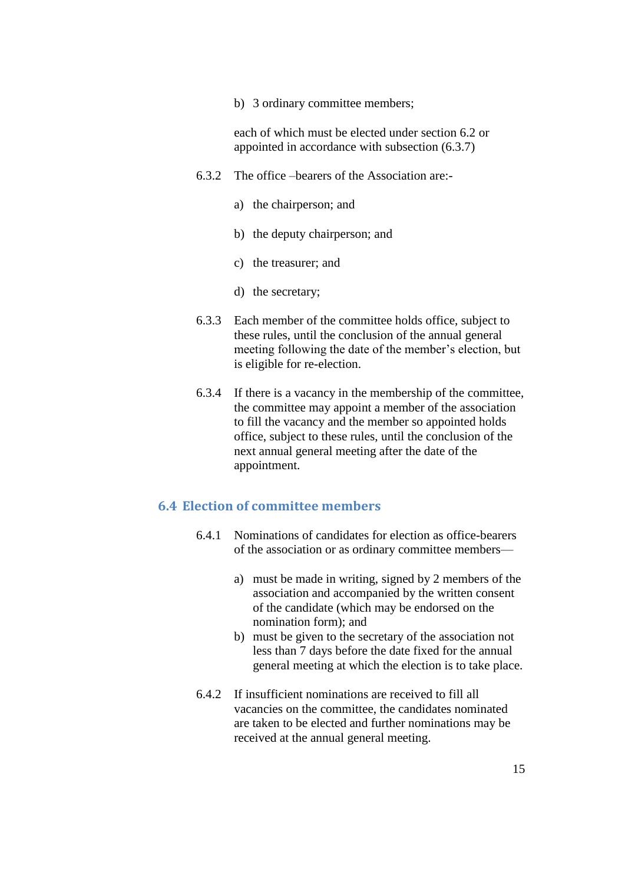b) 3 ordinary committee members;

each of which must be elected under section 6.2 or appointed in accordance with subsection (6.3.7)

6.3.2 The office –bearers of the Association are:-

a) the chairperson; and

b) the deputy chairperson; and

c) the treasurer; and

d) the secretary;

6.3.3 Each member of the committee holds office, subject to these rules, until the conclusion of the annual general meeting following the date of the member's election, but is eligible for re-election.

6.3.4 If there is a vacancy in the membership of the committee, the committee may appoint a member of the association to fill the vacancy and the member so appointed holds office, subject to these rules, until the conclusion of the next annual general meeting after the date of the appointment.

## 6.4 Election of committee members

6.4.1 Nominations of candidates for election as office-bearers of the association or as ordinary committee members—

a) must be made in writing, signed by 2 members of the association and accompanied by the written consent of the candidate (which may be endorsed on the nomination form); and
b) must be given to the secretary of the association not less than 7 days before the date fixed for the annual general meeting at which the election is to take place.

6.4.2 If insufficient nominations are received to fill all vacancies on the committee, the candidates nominated are taken to be elected and further nominations may be received at the annual general meeting.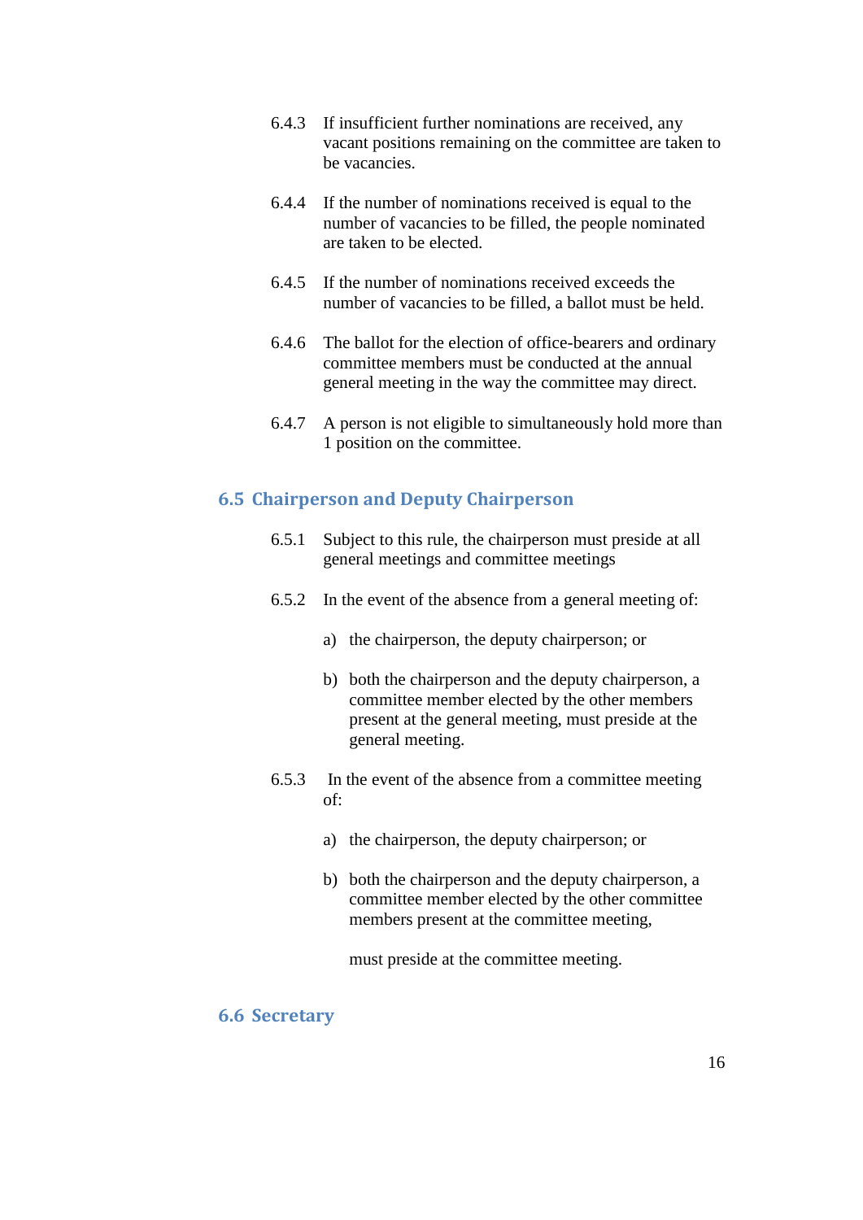6.4.3 If insufficient further nominations are received, any vacant positions remaining on the committee are taken to be vacancies.

6.4.4 If the number of nominations received is equal to the number of vacancies to be filled, the people nominated are taken to be elected.

6.4.5 If the number of nominations received exceeds the number of vacancies to be filled, a ballot must be held.

6.4.6 The ballot for the election of office-bearers and ordinary committee members must be conducted at the annual general meeting in the way the committee may direct.

6.4.7 A person is not eligible to simultaneously hold more than 1 position on the committee.

## 6.5 Chairperson and Deputy Chairperson

6.5.1 Subject to this rule, the chairperson must preside at all general meetings and committee meetings

6.5.2 In the event of the absence from a general meeting of:

a) the chairperson, the deputy chairperson; or

b) both the chairperson and the deputy chairperson, a committee member elected by the other members present at the general meeting, must preside at the general meeting.

6.5.3 In the event of the absence from a committee meeting of:

a) the chairperson, the deputy chairperson; or

b) both the chairperson and the deputy chairperson, a committee member elected by the other committee members present at the committee meeting,

must preside at the committee meeting.

## 6.6 Secretary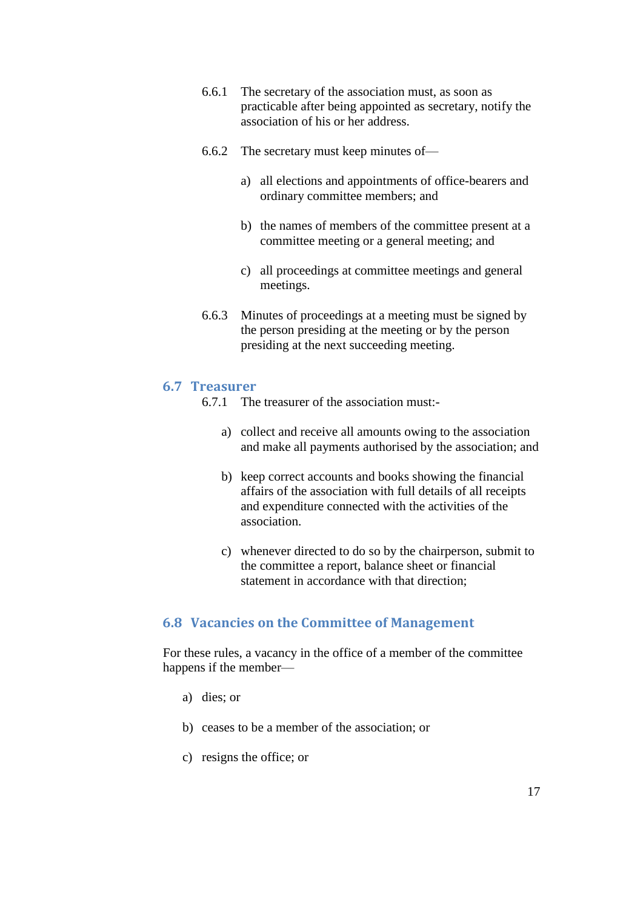6.6.1 The secretary of the association must, as soon as practicable after being appointed as secretary, notify the association of his or her address.

6.6.2 The secretary must keep minutes of—

a) all elections and appointments of office-bearers and ordinary committee members; and

b) the names of members of the committee present at a committee meeting or a general meeting; and

c) all proceedings at committee meetings and general meetings.

6.6.3 Minutes of proceedings at a meeting must be signed by the person presiding at the meeting or by the person presiding at the next succeeding meeting.

## 6.7 Treasurer

6.7.1 The treasurer of the association must:-

a) collect and receive all amounts owing to the association and make all payments authorised by the association; and

b) keep correct accounts and books showing the financial affairs of the association with full details of all receipts and expenditure connected with the activities of the association.

c) whenever directed to do so by the chairperson, submit to the committee a report, balance sheet or financial statement in accordance with that direction;

## 6.8 Vacancies on the Committee of Management

For these rules, a vacancy in the office of a member of the committee happens if the member—

a) dies; or

b) ceases to be a member of the association; or

c) resigns the office; or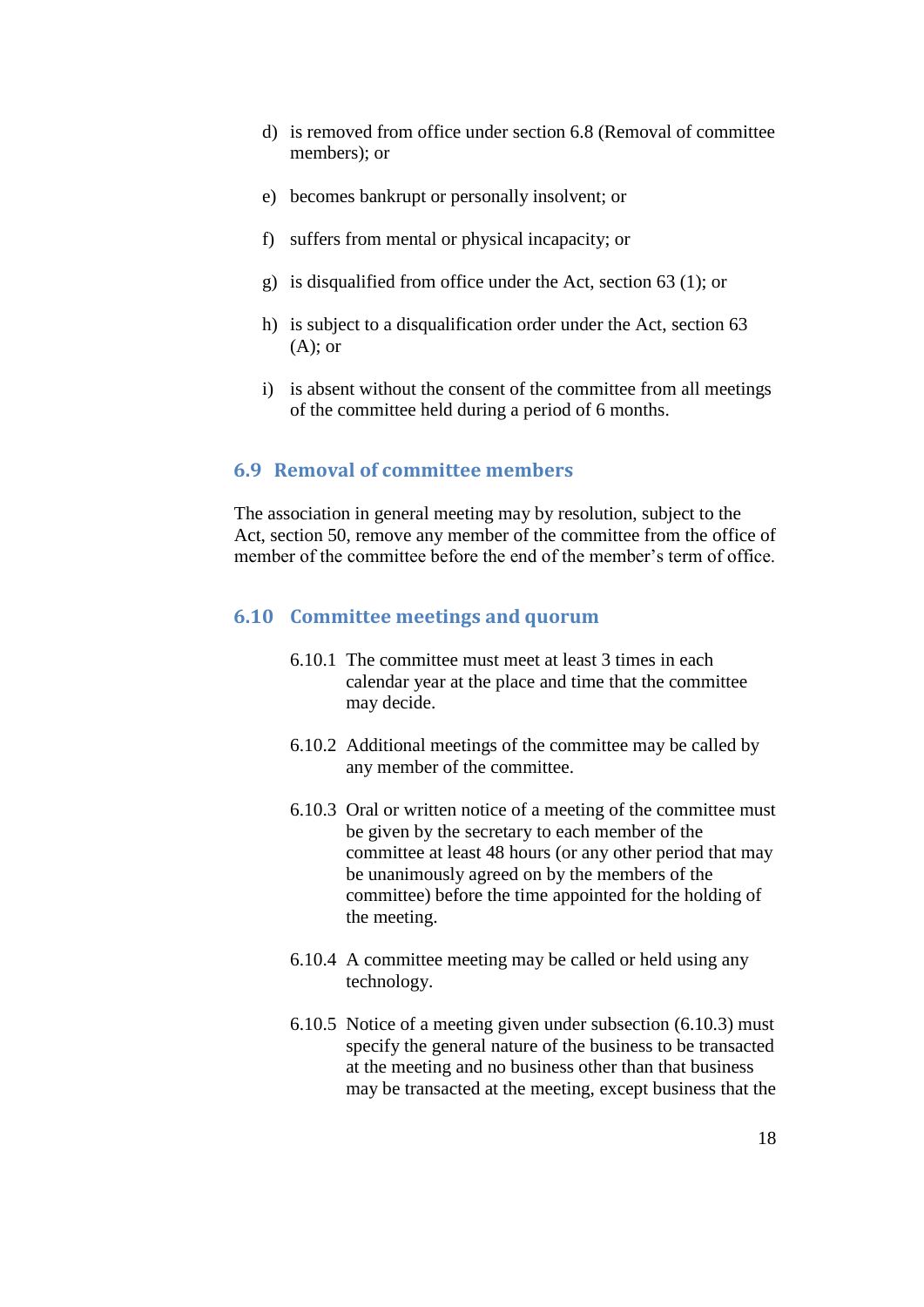d) is removed from office under section 6.8 (Removal of committee members); or

e) becomes bankrupt or personally insolvent; or

f) suffers from mental or physical incapacity; or

g) is disqualified from office under the Act, section 63 (1); or

h) is subject to a disqualification order under the Act, section 63 (A); or

i) is absent without the consent of the committee from all meetings of the committee held during a period of 6 months.

### 6.9 Removal of committee members

The association in general meeting may by resolution, subject to the Act, section 50, remove any member of the committee from the office of member of the committee before the end of the member's term of office.

### 6.10 Committee meetings and quorum

6.10.1 The committee must meet at least 3 times in each calendar year at the place and time that the committee may decide.

6.10.2 Additional meetings of the committee may be called by any member of the committee.

6.10.3 Oral or written notice of a meeting of the committee must be given by the secretary to each member of the committee at least 48 hours (or any other period that may be unanimously agreed on by the members of the committee) before the time appointed for the holding of the meeting.

6.10.4 A committee meeting may be called or held using any technology.

6.10.5 Notice of a meeting given under subsection (6.10.3) must specify the general nature of the business to be transacted at the meeting and no business other than that business may be transacted at the meeting, except business that the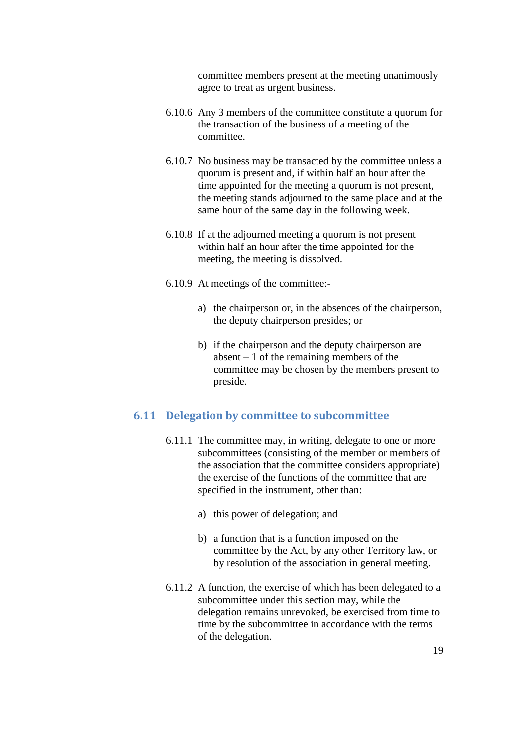committee members present at the meeting unanimously agree to treat as urgent business.

6.10.6 Any 3 members of the committee constitute a quorum for the transaction of the business of a meeting of the committee.

6.10.7 No business may be transacted by the committee unless a quorum is present and, if within half an hour after the time appointed for the meeting a quorum is not present, the meeting stands adjourned to the same place and at the same hour of the same day in the following week.

6.10.8 If at the adjourned meeting a quorum is not present within half an hour after the time appointed for the meeting, the meeting is dissolved.

6.10.9 At meetings of the committee:-

a) the chairperson or, in the absences of the chairperson, the deputy chairperson presides; or

b) if the chairperson and the deputy chairperson are absent – 1 of the remaining members of the committee may be chosen by the members present to preside.

## 6.11 Delegation by committee to subcommittee

6.11.1 The committee may, in writing, delegate to one or more subcommittees (consisting of the member or members of the association that the committee considers appropriate) the exercise of the functions of the committee that are specified in the instrument, other than:

a) this power of delegation; and

b) a function that is a function imposed on the committee by the Act, by any other Territory law, or by resolution of the association in general meeting.

6.11.2 A function, the exercise of which has been delegated to a subcommittee under this section may, while the delegation remains unrevoked, be exercised from time to time by the subcommittee in accordance with the terms of the delegation.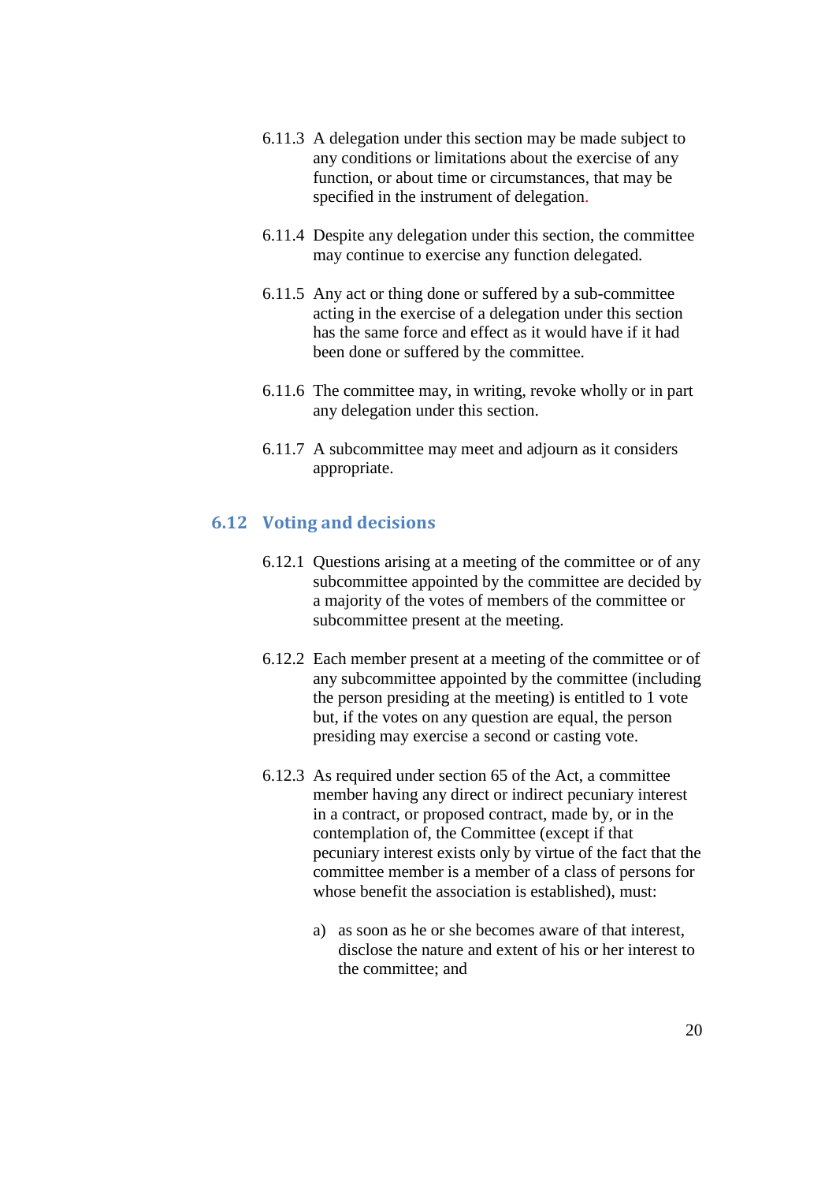6.11.3 A delegation under this section may be made subject to any conditions or limitations about the exercise of any function, or about time or circumstances, that may be specified in the instrument of delegation.

6.11.4 Despite any delegation under this section, the committee may continue to exercise any function delegated.

6.11.5 Any act or thing done or suffered by a sub-committee acting in the exercise of a delegation under this section has the same force and effect as it would have if it had been done or suffered by the committee.

6.11.6 The committee may, in writing, revoke wholly or in part any delegation under this section.

6.11.7 A subcommittee may meet and adjourn as it considers appropriate.

## 6.12 Voting and decisions

6.12.1 Questions arising at a meeting of the committee or of any subcommittee appointed by the committee are decided by a majority of the votes of members of the committee or subcommittee present at the meeting.

6.12.2 Each member present at a meeting of the committee or of any subcommittee appointed by the committee (including the person presiding at the meeting) is entitled to 1 vote but, if the votes on any question are equal, the person presiding may exercise a second or casting vote.

6.12.3 As required under section 65 of the Act, a committee member having any direct or indirect pecuniary interest in a contract, or proposed contract, made by, or in the contemplation of, the Committee (except if that pecuniary interest exists only by virtue of the fact that the committee member is a member of a class of persons for whose benefit the association is established), must:

a) as soon as he or she becomes aware of that interest, disclose the nature and extent of his or her interest to the committee; and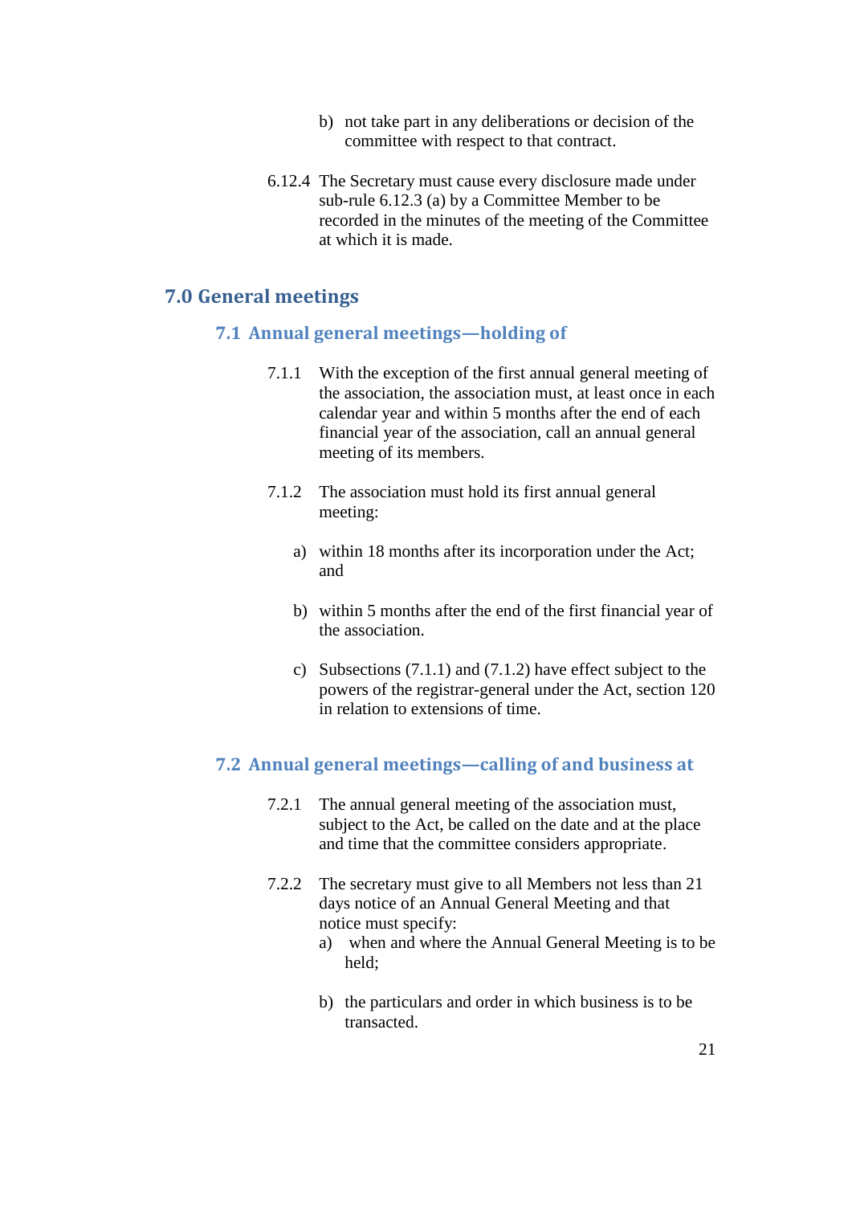b) not take part in any deliberations or decision of the committee with respect to that contract.

6.12.4 The Secretary must cause every disclosure made under sub-rule 6.12.3 (a) by a Committee Member to be recorded in the minutes of the meeting of the Committee at which it is made.

# 7.0 General meetings

## 7.1 Annual general meetings—holding of

7.1.1 With the exception of the first annual general meeting of the association, the association must, at least once in each calendar year and within 5 months after the end of each financial year of the association, call an annual general meeting of its members.

7.1.2 The association must hold its first annual general meeting:

a) within 18 months after its incorporation under the Act; and

b) within 5 months after the end of the first financial year of the association.

c) Subsections (7.1.1) and (7.1.2) have effect subject to the powers of the registrar-general under the Act, section 120 in relation to extensions of time.

## 7.2 Annual general meetings—calling of and business at

7.2.1 The annual general meeting of the association must, subject to the Act, be called on the date and at the place and time that the committee considers appropriate.

7.2.2 The secretary must give to all Members not less than 21 days notice of an Annual General Meeting and that notice must specify:

a) when and where the Annual General Meeting is to be held;

b) the particulars and order in which business is to be transacted.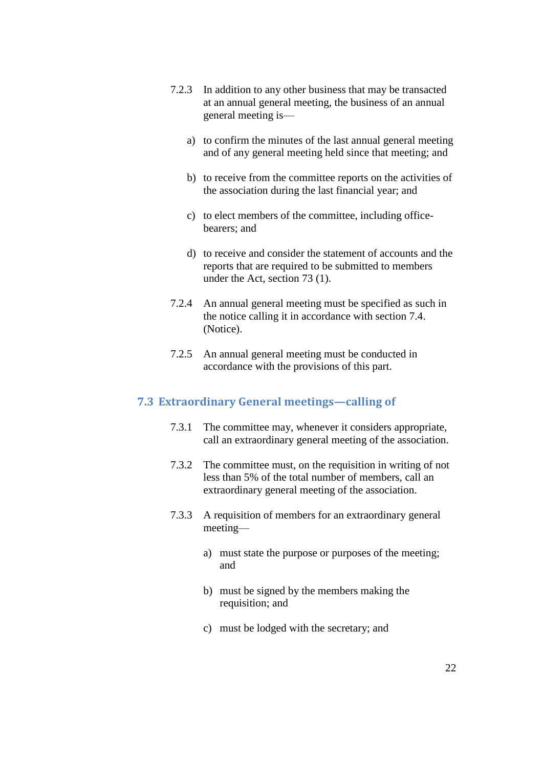7.2.3 In addition to any other business that may be transacted at an annual general meeting, the business of an annual general meeting is—

a) to confirm the minutes of the last annual general meeting and of any general meeting held since that meeting; and

b) to receive from the committee reports on the activities of the association during the last financial year; and

c) to elect members of the committee, including office-bearers; and

d) to receive and consider the statement of accounts and the reports that are required to be submitted to members under the Act, section 73 (1).

7.2.4 An annual general meeting must be specified as such in the notice calling it in accordance with section 7.4. (Notice).

7.2.5 An annual general meeting must be conducted in accordance with the provisions of this part.

## 7.3 Extraordinary General meetings—calling of

7.3.1 The committee may, whenever it considers appropriate, call an extraordinary general meeting of the association.

7.3.2 The committee must, on the requisition in writing of not less than 5% of the total number of members, call an extraordinary general meeting of the association.

7.3.3 A requisition of members for an extraordinary general meeting—

a) must state the purpose or purposes of the meeting; and

b) must be signed by the members making the requisition; and

c) must be lodged with the secretary; and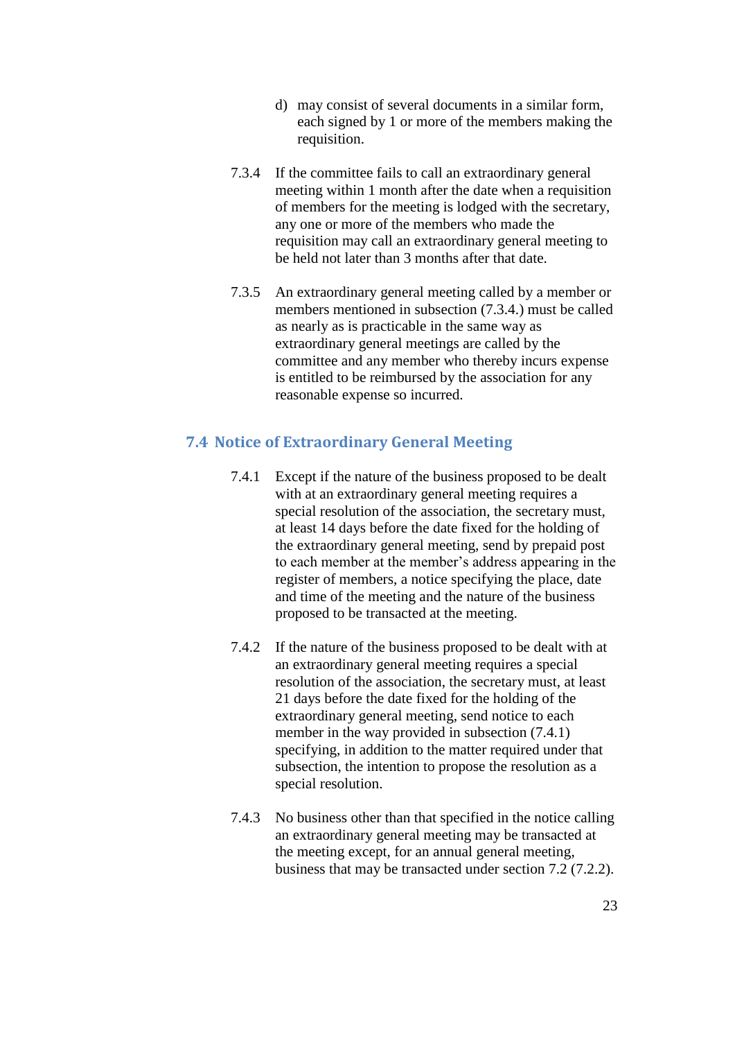d) may consist of several documents in a similar form, each signed by 1 or more of the members making the requisition.

7.3.4 If the committee fails to call an extraordinary general meeting within 1 month after the date when a requisition of members for the meeting is lodged with the secretary, any one or more of the members who made the requisition may call an extraordinary general meeting to be held not later than 3 months after that date.

7.3.5 An extraordinary general meeting called by a member or members mentioned in subsection (7.3.4.) must be called as nearly as is practicable in the same way as extraordinary general meetings are called by the committee and any member who thereby incurs expense is entitled to be reimbursed by the association for any reasonable expense so incurred.

## 7.4 Notice of Extraordinary General Meeting

7.4.1 Except if the nature of the business proposed to be dealt with at an extraordinary general meeting requires a special resolution of the association, the secretary must, at least 14 days before the date fixed for the holding of the extraordinary general meeting, send by prepaid post to each member at the member's address appearing in the register of members, a notice specifying the place, date and time of the meeting and the nature of the business proposed to be transacted at the meeting.

7.4.2 If the nature of the business proposed to be dealt with at an extraordinary general meeting requires a special resolution of the association, the secretary must, at least 21 days before the date fixed for the holding of the extraordinary general meeting, send notice to each member in the way provided in subsection (7.4.1) specifying, in addition to the matter required under that subsection, the intention to propose the resolution as a special resolution.

7.4.3 No business other than that specified in the notice calling an extraordinary general meeting may be transacted at the meeting except, for an annual general meeting, business that may be transacted under section 7.2 (7.2.2).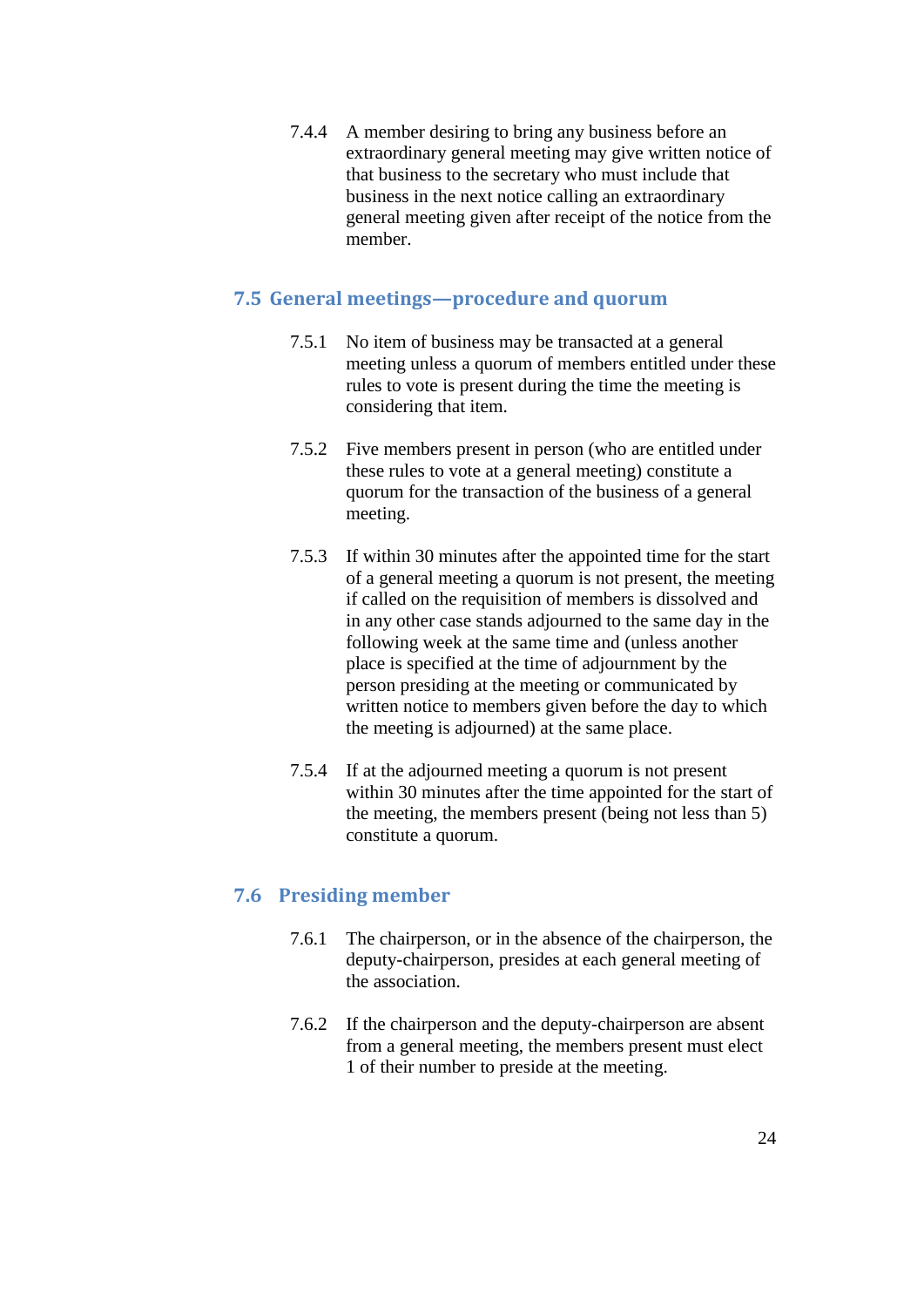7.4.4 A member desiring to bring any business before an extraordinary general meeting may give written notice of that business to the secretary who must include that business in the next notice calling an extraordinary general meeting given after receipt of the notice from the member.

## 7.5 General meetings—procedure and quorum

7.5.1 No item of business may be transacted at a general meeting unless a quorum of members entitled under these rules to vote is present during the time the meeting is considering that item.

7.5.2 Five members present in person (who are entitled under these rules to vote at a general meeting) constitute a quorum for the transaction of the business of a general meeting.

7.5.3 If within 30 minutes after the appointed time for the start of a general meeting a quorum is not present, the meeting if called on the requisition of members is dissolved and in any other case stands adjourned to the same day in the following week at the same time and (unless another place is specified at the time of adjournment by the person presiding at the meeting or communicated by written notice to members given before the day to which the meeting is adjourned) at the same place.

7.5.4 If at the adjourned meeting a quorum is not present within 30 minutes after the time appointed for the start of the meeting, the members present (being not less than 5) constitute a quorum.

## 7.6 Presiding member

7.6.1 The chairperson, or in the absence of the chairperson, the deputy-chairperson, presides at each general meeting of the association.

7.6.2 If the chairperson and the deputy-chairperson are absent from a general meeting, the members present must elect 1 of their number to preside at the meeting.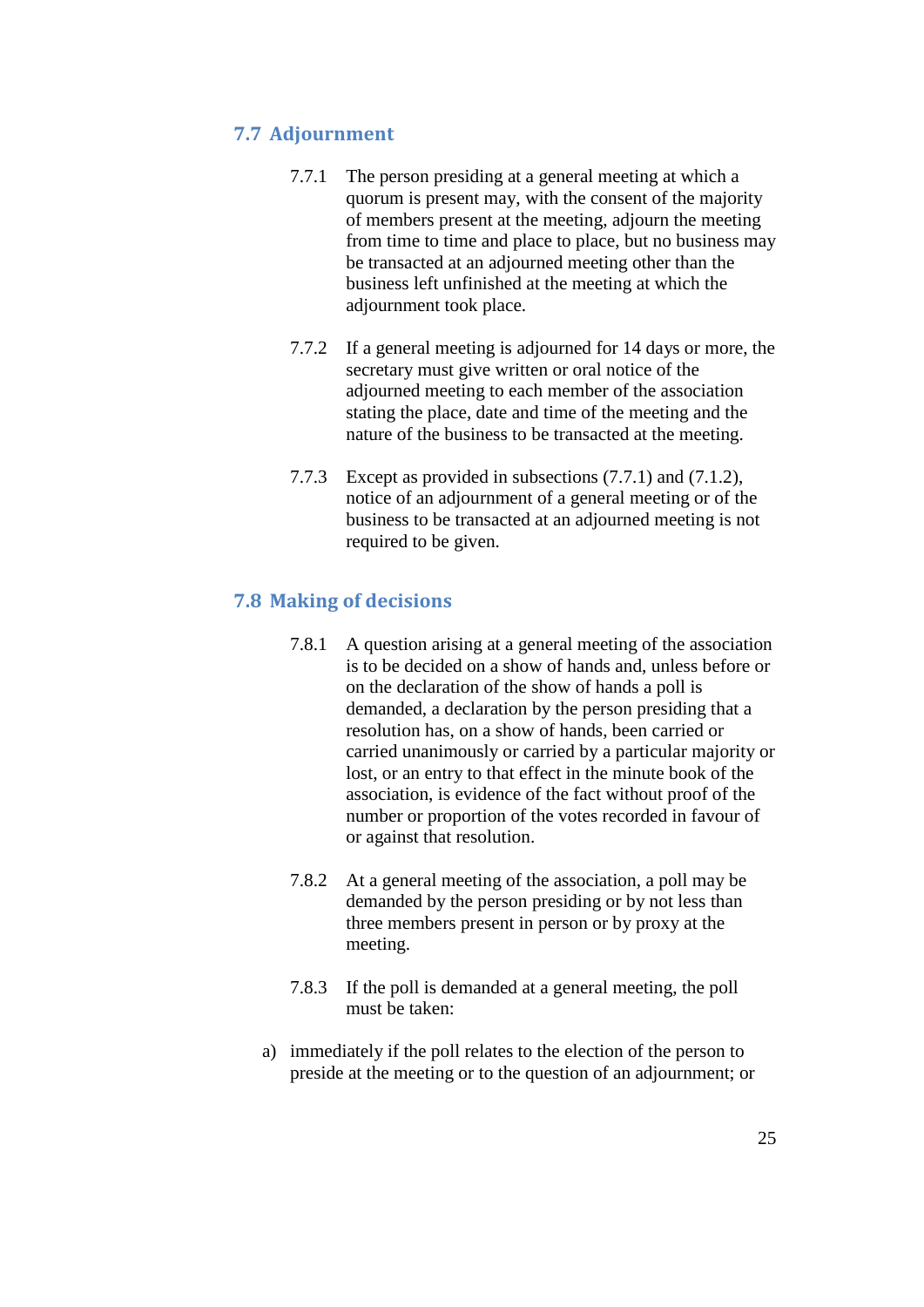## 7.7 Adjournment

7.7.1 The person presiding at a general meeting at which a quorum is present may, with the consent of the majority of members present at the meeting, adjourn the meeting from time to time and place to place, but no business may be transacted at an adjourned meeting other than the business left unfinished at the meeting at which the adjournment took place.

7.7.2 If a general meeting is adjourned for 14 days or more, the secretary must give written or oral notice of the adjourned meeting to each member of the association stating the place, date and time of the meeting and the nature of the business to be transacted at the meeting.

7.7.3 Except as provided in subsections (7.7.1) and (7.1.2), notice of an adjournment of a general meeting or of the business to be transacted at an adjourned meeting is not required to be given.

## 7.8 Making of decisions

7.8.1 A question arising at a general meeting of the association is to be decided on a show of hands and, unless before or on the declaration of the show of hands a poll is demanded, a declaration by the person presiding that a resolution has, on a show of hands, been carried or carried unanimously or carried by a particular majority or lost, or an entry to that effect in the minute book of the association, is evidence of the fact without proof of the number or proportion of the votes recorded in favour of or against that resolution.

7.8.2 At a general meeting of the association, a poll may be demanded by the person presiding or by not less than three members present in person or by proxy at the meeting.

7.8.3 If the poll is demanded at a general meeting, the poll must be taken:

a) immediately if the poll relates to the election of the person to preside at the meeting or to the question of an adjournment; or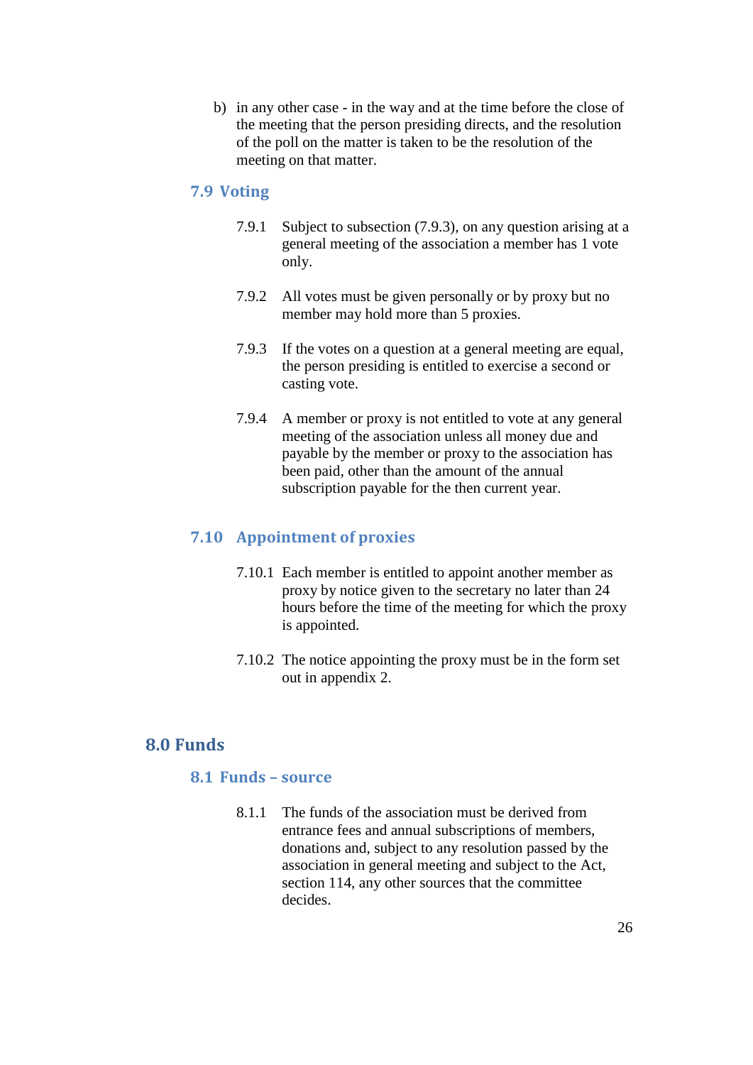b) in any other case - in the way and at the time before the close of the meeting that the person presiding directs, and the resolution of the poll on the matter is taken to be the resolution of the meeting on that matter.

### 7.9 Voting

7.9.1 Subject to subsection (7.9.3), on any question arising at a general meeting of the association a member has 1 vote only.

7.9.2 All votes must be given personally or by proxy but no member may hold more than 5 proxies.

7.9.3 If the votes on a question at a general meeting are equal, the person presiding is entitled to exercise a second or casting vote.

7.9.4 A member or proxy is not entitled to vote at any general meeting of the association unless all money due and payable by the member or proxy to the association has been paid, other than the amount of the annual subscription payable for the then current year.

### 7.10 Appointment of proxies

7.10.1 Each member is entitled to appoint another member as proxy by notice given to the secretary no later than 24 hours before the time of the meeting for which the proxy is appointed.

7.10.2 The notice appointing the proxy must be in the form set out in appendix 2.

## 8.0 Funds

### 8.1 Funds – source

8.1.1 The funds of the association must be derived from entrance fees and annual subscriptions of members, donations and, subject to any resolution passed by the association in general meeting and subject to the Act, section 114, any other sources that the committee decides.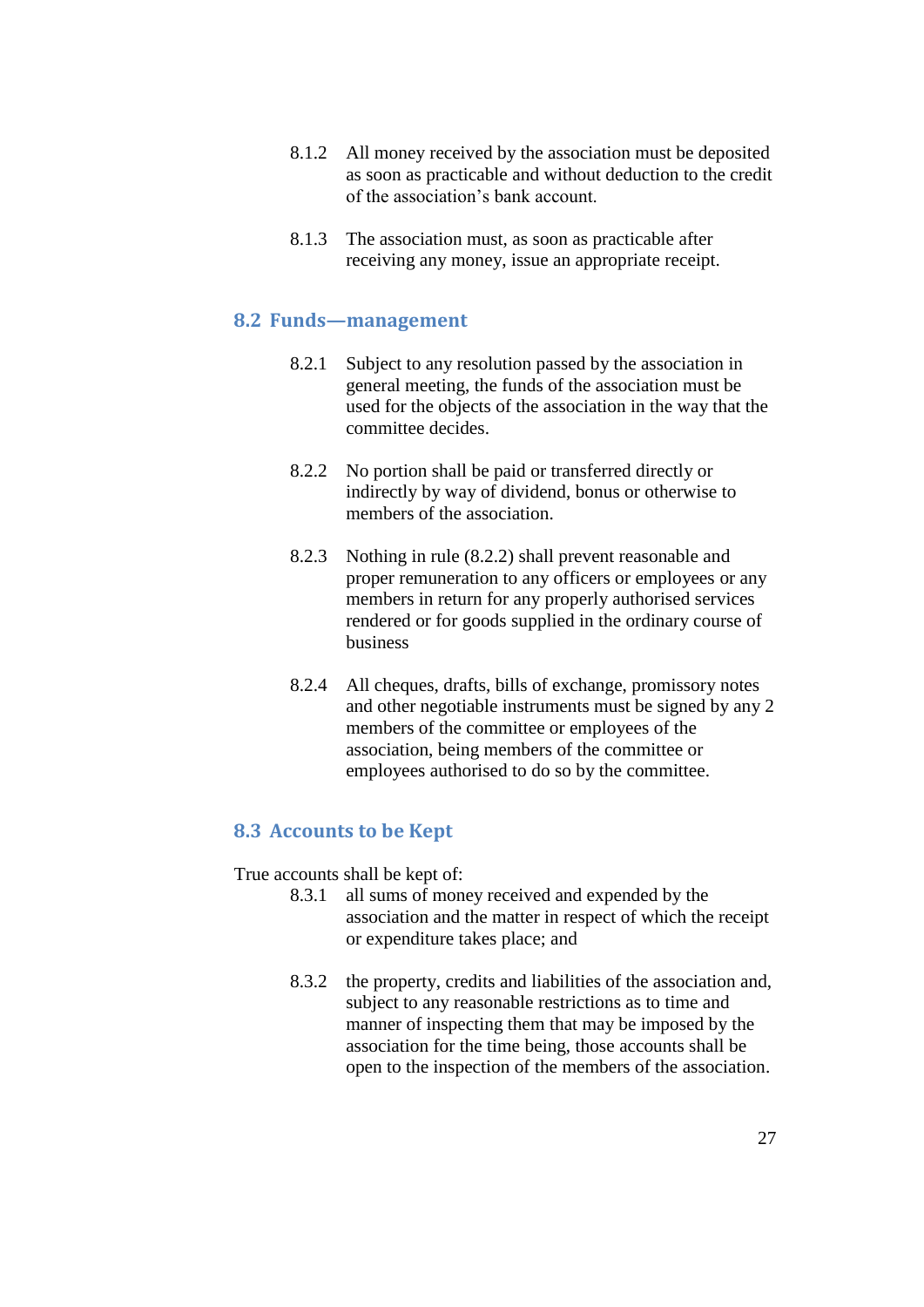8.1.2 All money received by the association must be deposited as soon as practicable and without deduction to the credit of the association's bank account.

8.1.3 The association must, as soon as practicable after receiving any money, issue an appropriate receipt.

## 8.2 Funds—management

8.2.1 Subject to any resolution passed by the association in general meeting, the funds of the association must be used for the objects of the association in the way that the committee decides.

8.2.2 No portion shall be paid or transferred directly or indirectly by way of dividend, bonus or otherwise to members of the association.

8.2.3 Nothing in rule (8.2.2) shall prevent reasonable and proper remuneration to any officers or employees or any members in return for any properly authorised services rendered or for goods supplied in the ordinary course of business

8.2.4 All cheques, drafts, bills of exchange, promissory notes and other negotiable instruments must be signed by any 2 members of the committee or employees of the association, being members of the committee or employees authorised to do so by the committee.

## 8.3 Accounts to be Kept

True accounts shall be kept of:

8.3.1 all sums of money received and expended by the association and the matter in respect of which the receipt or expenditure takes place; and

8.3.2 the property, credits and liabilities of the association and, subject to any reasonable restrictions as to time and manner of inspecting them that may be imposed by the association for the time being, those accounts shall be open to the inspection of the members of the association.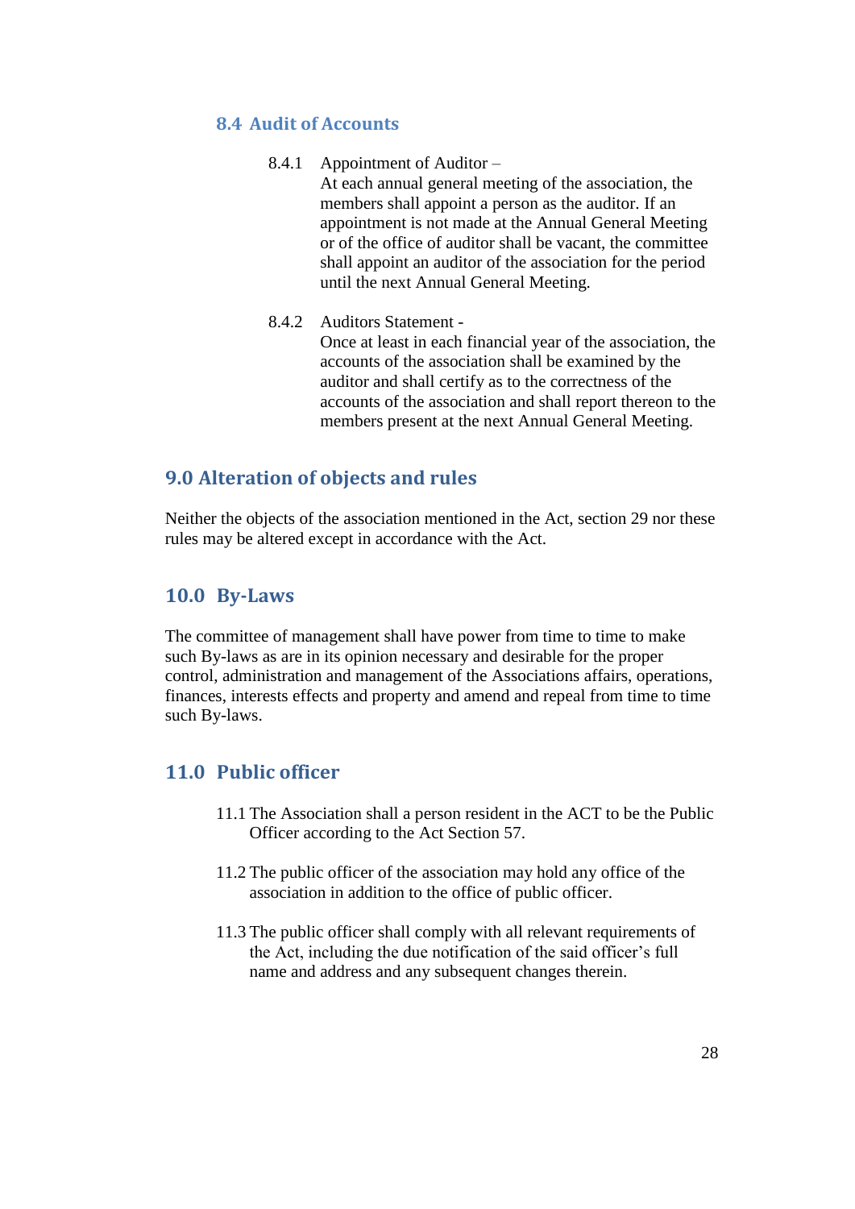### 8.4 Audit of Accounts

8.4.1 Appointment of Auditor –
At each annual general meeting of the association, the members shall appoint a person as the auditor. If an appointment is not made at the Annual General Meeting or of the office of auditor shall be vacant, the committee shall appoint an auditor of the association for the period until the next Annual General Meeting.

8.4.2 Auditors Statement -
Once at least in each financial year of the association, the accounts of the association shall be examined by the auditor and shall certify as to the correctness of the accounts of the association and shall report thereon to the members present at the next Annual General Meeting.

## 9.0 Alteration of objects and rules

Neither the objects of the association mentioned in the Act, section 29 nor these rules may be altered except in accordance with the Act.

## 10.0 By-Laws

The committee of management shall have power from time to time to make such By-laws as are in its opinion necessary and desirable for the proper control, administration and management of the Associations affairs, operations, finances, interests effects and property and amend and repeal from time to time such By-laws.

## 11.0 Public officer

11.1 The Association shall a person resident in the ACT to be the Public Officer according to the Act Section 57.

11.2 The public officer of the association may hold any office of the association in addition to the office of public officer.

11.3 The public officer shall comply with all relevant requirements of the Act, including the due notification of the said officer's full name and address and any subsequent changes therein.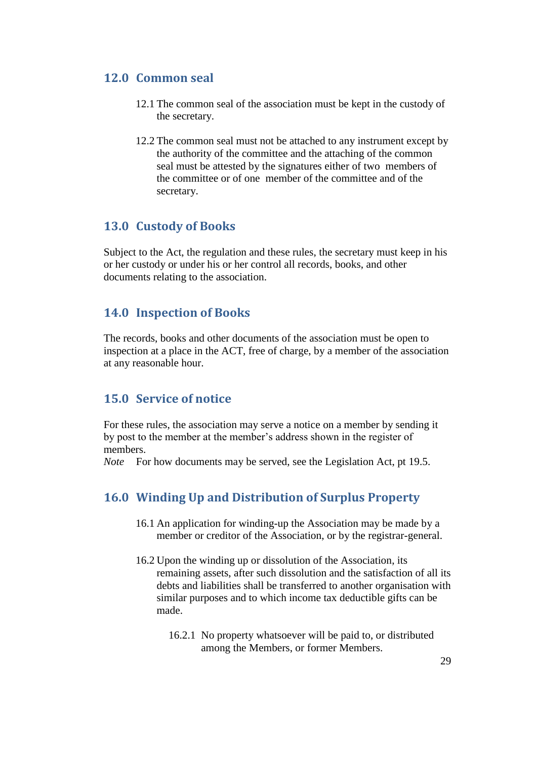## 12.0 Common seal

12.1 The common seal of the association must be kept in the custody of the secretary.

12.2 The common seal must not be attached to any instrument except by the authority of the committee and the attaching of the common seal must be attested by the signatures either of two members of the committee or of one member of the committee and of the secretary.

## 13.0 Custody of Books

Subject to the Act, the regulation and these rules, the secretary must keep in his or her custody or under his or her control all records, books, and other documents relating to the association.

## 14.0 Inspection of Books

The records, books and other documents of the association must be open to inspection at a place in the ACT, free of charge, by a member of the association at any reasonable hour.

## 15.0 Service of notice

For these rules, the association may serve a notice on a member by sending it by post to the member at the member's address shown in the register of members.

*Note* For how documents may be served, see the Legislation Act, pt 19.5.

## 16.0 Winding Up and Distribution of Surplus Property

16.1 An application for winding-up the Association may be made by a member or creditor of the Association, or by the registrar-general.

16.2 Upon the winding up or dissolution of the Association, its remaining assets, after such dissolution and the satisfaction of all its debts and liabilities shall be transferred to another organisation with similar purposes and to which income tax deductible gifts can be made.

16.2.1 No property whatsoever will be paid to, or distributed among the Members, or former Members.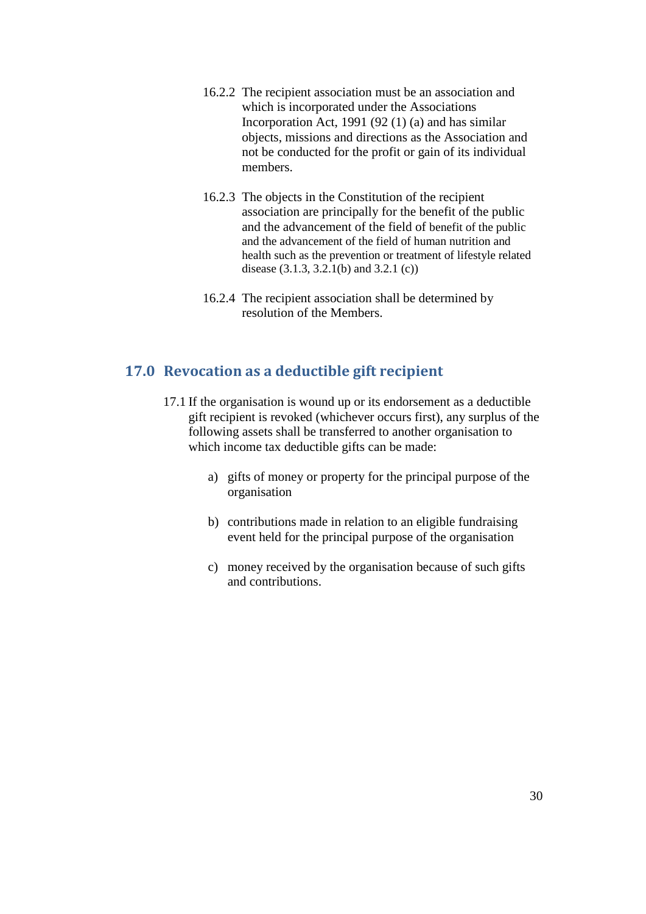16.2.2 The recipient association must be an association and which is incorporated under the Associations Incorporation Act, 1991 (92 (1) (a) and has similar objects, missions and directions as the Association and not be conducted for the profit or gain of its individual members.

16.2.3 The objects in the Constitution of the recipient association are principally for the benefit of the public and the advancement of the field of benefit of the public and the advancement of the field of human nutrition and health such as the prevention or treatment of lifestyle related disease (3.1.3, 3.2.1(b) and 3.2.1 (c))

16.2.4 The recipient association shall be determined by resolution of the Members.

## 17.0 Revocation as a deductible gift recipient

17.1 If the organisation is wound up or its endorsement as a deductible gift recipient is revoked (whichever occurs first), any surplus of the following assets shall be transferred to another organisation to which income tax deductible gifts can be made:

a) gifts of money or property for the principal purpose of the organisation

b) contributions made in relation to an eligible fundraising event held for the principal purpose of the organisation

c) money received by the organisation because of such gifts and contributions.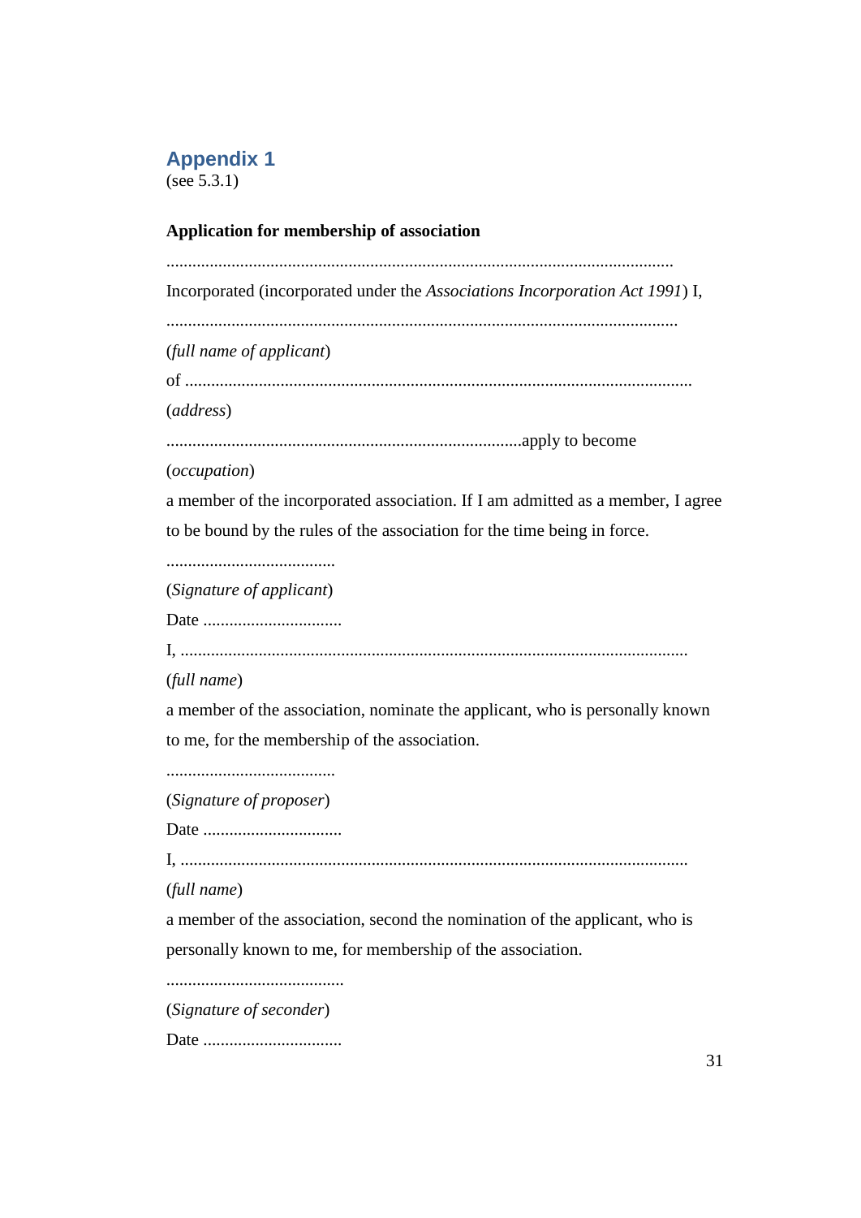## Appendix 1

(see 5.3.1)

**Application for membership of association**

....................................................................................................................

Incorporated (incorporated under the *Associations Incorporation Act 1991*) I,

....................................................................................................................

(*full name of applicant*)

of ....................................................................................................................

(*address*)

.................................................................................apply to become

(*occupation*)

a member of the incorporated association. If I am admitted as a member, I agree to be bound by the rules of the association for the time being in force.

.......................................

(*Signature of applicant*)

Date ................................

I, ....................................................................................................................

(*full name*)

a member of the association, nominate the applicant, who is personally known to me, for the membership of the association.

.......................................

(*Signature of proposer*)

Date ................................

I, ....................................................................................................................

(*full name*)

a member of the association, second the nomination of the applicant, who is personally known to me, for membership of the association.

.........................................

(*Signature of seconder*)

Date ................................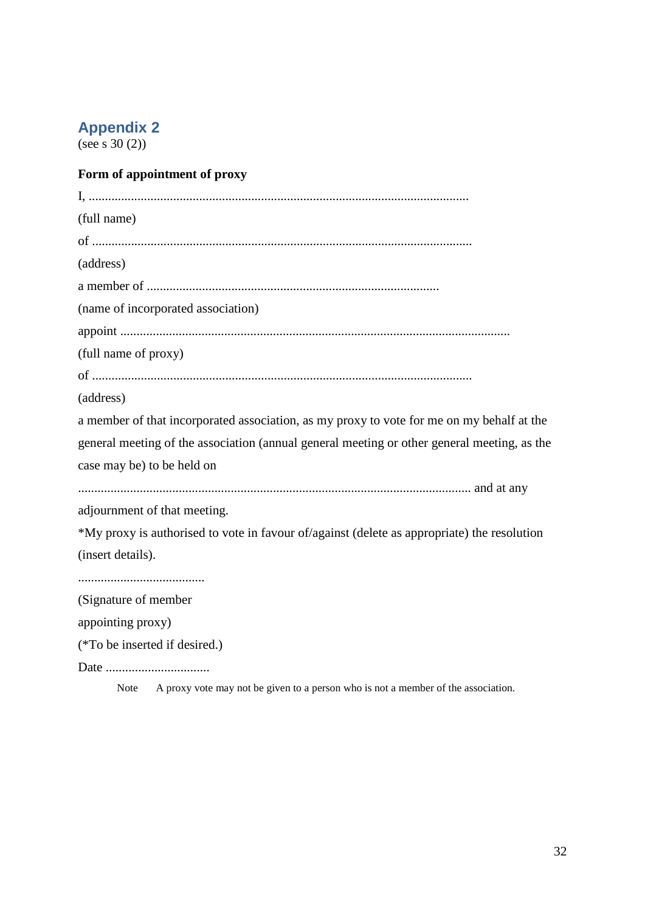## Appendix 2

(see s 30 (2))

**Form of appointment of proxy**

I, ....................................................................................................................

(full name)

of ....................................................................................................................

(address)

a member of .........................................................................................

(name of incorporated association)

appoint .......................................................................................................................

(full name of proxy)

of ....................................................................................................................

(address)

a member of that incorporated association, as my proxy to vote for me on my behalf at the general meeting of the association (annual general meeting or other general meeting, as the case may be) to be held on

........................................................................................................................ and at any adjournment of that meeting.

*My proxy is authorised to vote in favour of/against (delete as appropriate) the resolution (insert details).

.......................................

(Signature of member appointing proxy)

(*To be inserted if desired.)

Date ................................

Note A proxy vote may not be given to a person who is not a member of the association.